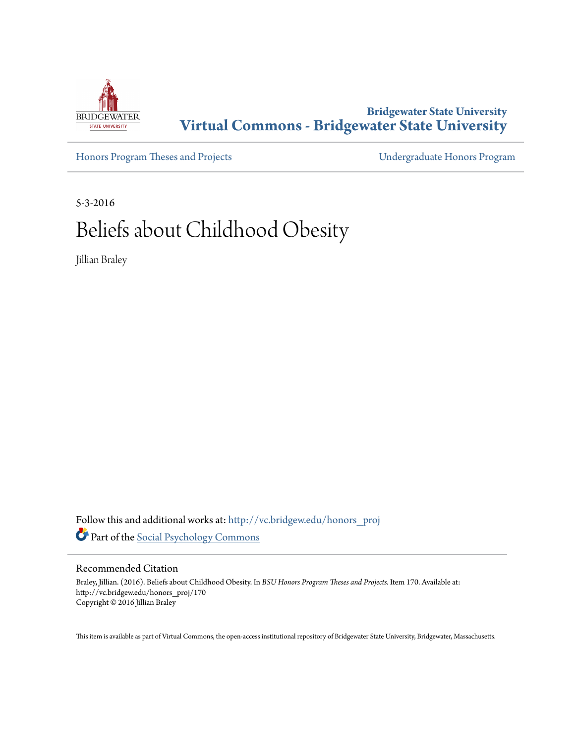Bridgewater State University

# Virtual Commons - Bridgewater State University

Honors Program Theses and Projects

Undergraduate Honors Program

5-3-2016

# Beliefs about Childhood Obesity

Jillian Braley

Follow this and additional works at: http://vc.bridgew.edu/honors_proj

Part of the Social Psychology Commons

## Recommended Citation

Braley, Jillian. (2016). Beliefs about Childhood Obesity. In *BSU Honors Program Theses and Projects.* Item 170. Available at: http://vc.bridgew.edu/honors_proj/170

Copyright © 2016 Jillian Braley

This item is available as part of Virtual Commons, the open-access institutional repository of Bridgewater State University, Bridgewater, Massachusetts.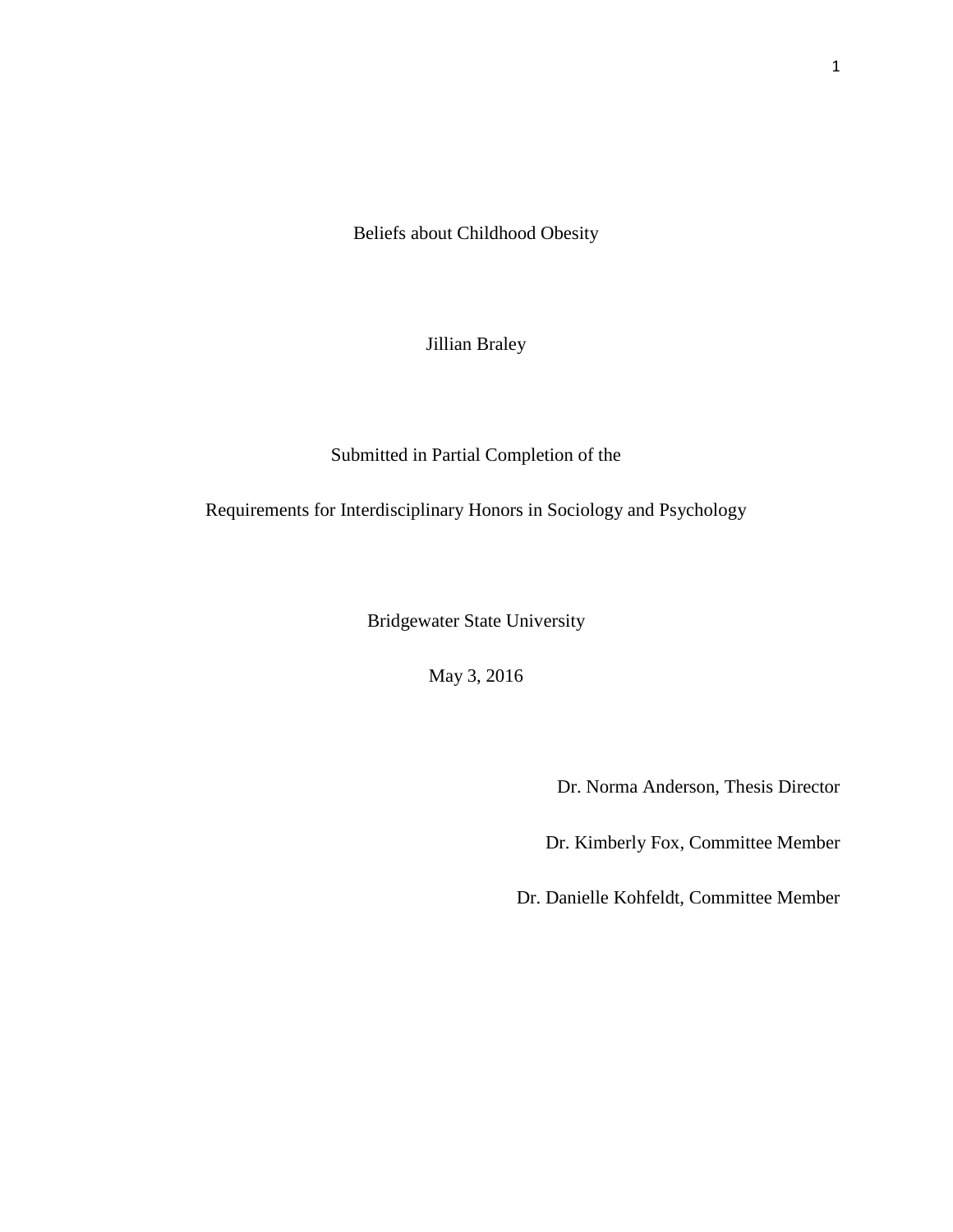# Beliefs about Childhood Obesity

Jillian Braley

Submitted in Partial Completion of the

Requirements for Interdisciplinary Honors in Sociology and Psychology

Bridgewater State University

May 3, 2016

Dr. Norma Anderson, Thesis Director

Dr. Kimberly Fox, Committee Member

Dr. Danielle Kohfeldt, Committee Member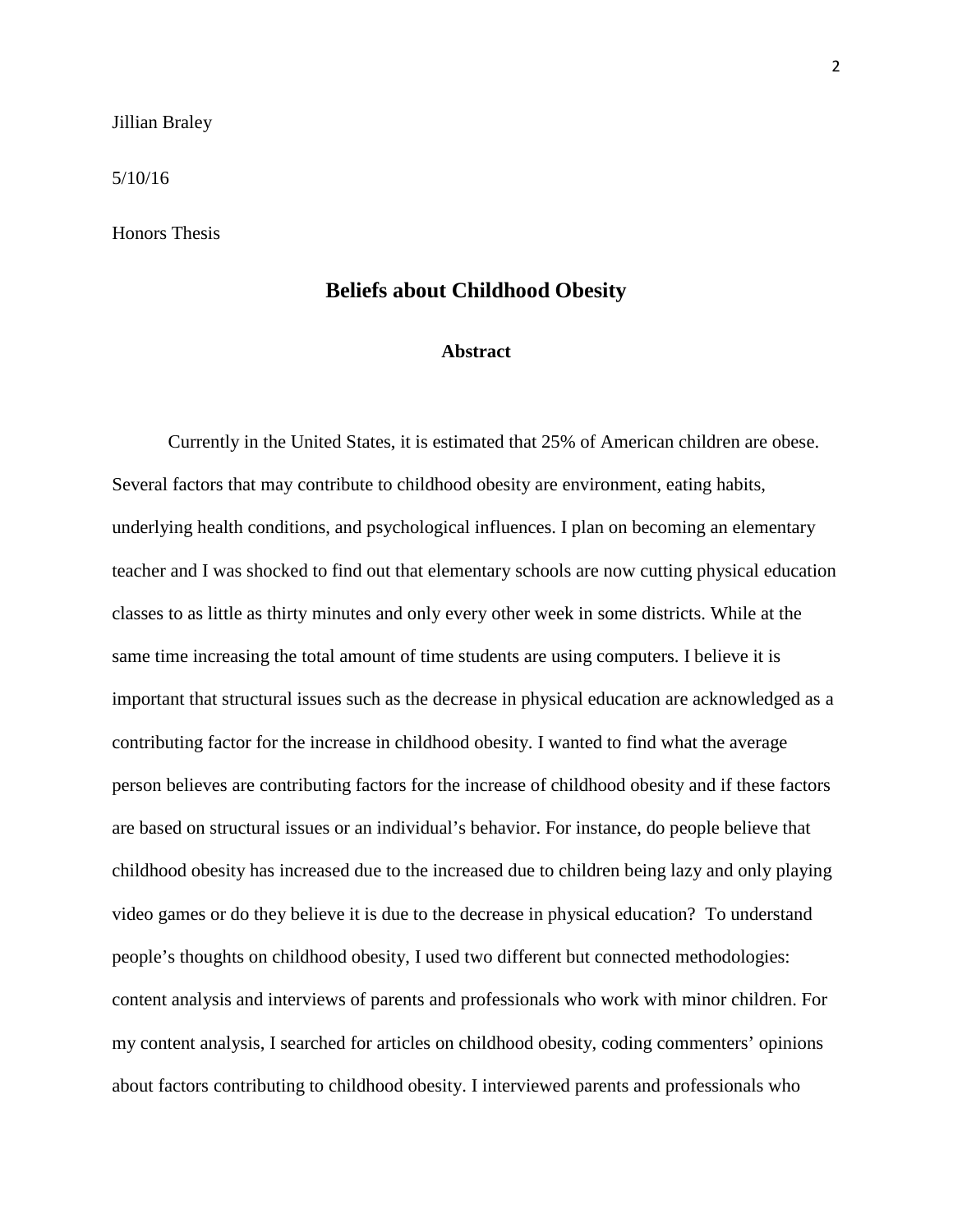Jillian Braley

5/10/16

Honors Thesis

# Beliefs about Childhood Obesity

## Abstract

Currently in the United States, it is estimated that 25% of American children are obese. Several factors that may contribute to childhood obesity are environment, eating habits, underlying health conditions, and psychological influences. I plan on becoming an elementary teacher and I was shocked to find out that elementary schools are now cutting physical education classes to as little as thirty minutes and only every other week in some districts. While at the same time increasing the total amount of time students are using computers. I believe it is important that structural issues such as the decrease in physical education are acknowledged as a contributing factor for the increase in childhood obesity. I wanted to find what the average person believes are contributing factors for the increase of childhood obesity and if these factors are based on structural issues or an individual's behavior. For instance, do people believe that childhood obesity has increased due to the increased due to children being lazy and only playing video games or do they believe it is due to the decrease in physical education? To understand people's thoughts on childhood obesity, I used two different but connected methodologies: content analysis and interviews of parents and professionals who work with minor children. For my content analysis, I searched for articles on childhood obesity, coding commenters' opinions about factors contributing to childhood obesity. I interviewed parents and professionals who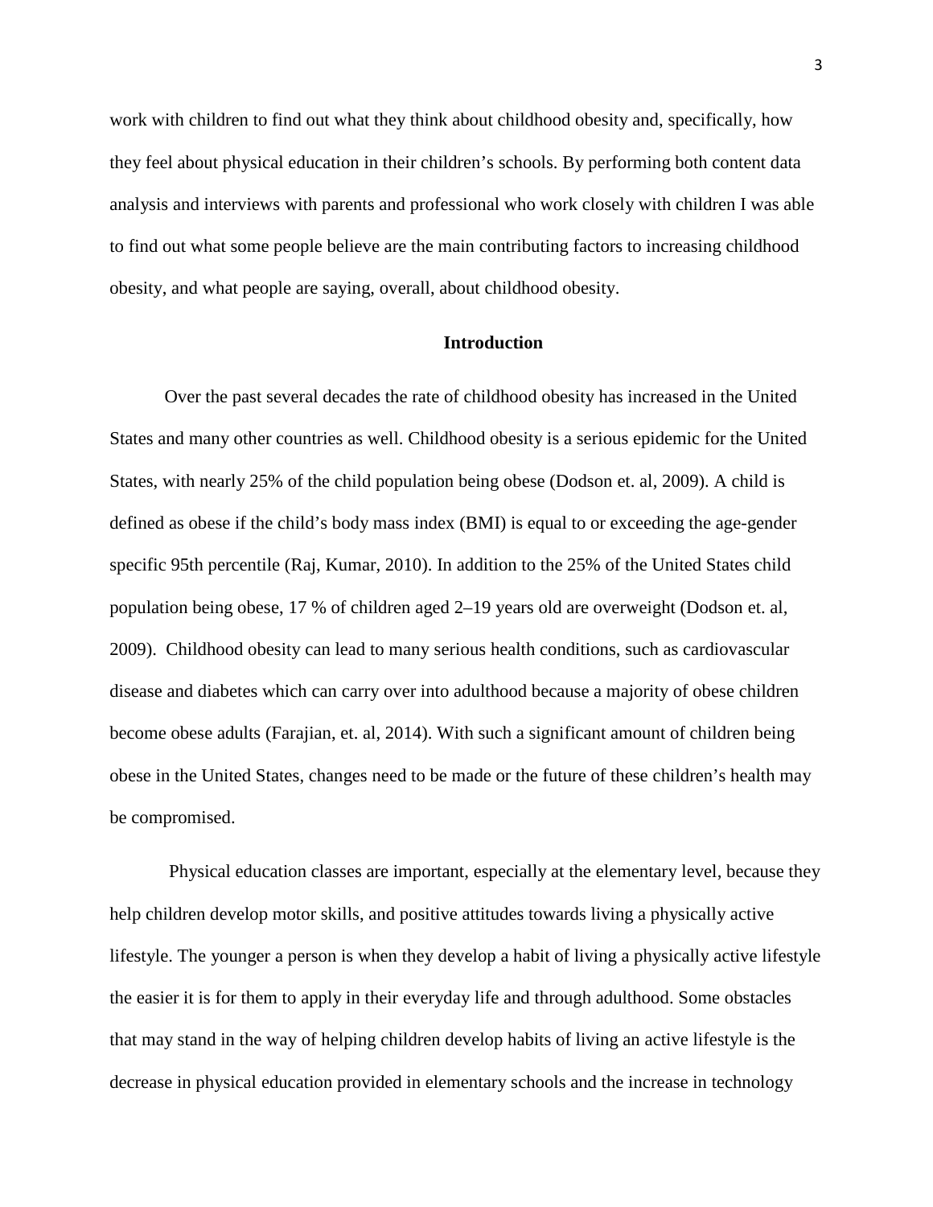work with children to find out what they think about childhood obesity and, specifically, how they feel about physical education in their children's schools. By performing both content data analysis and interviews with parents and professional who work closely with children I was able to find out what some people believe are the main contributing factors to increasing childhood obesity, and what people are saying, overall, about childhood obesity.

## Introduction

Over the past several decades the rate of childhood obesity has increased in the United States and many other countries as well. Childhood obesity is a serious epidemic for the United States, with nearly 25% of the child population being obese (Dodson et. al, 2009). A child is defined as obese if the child's body mass index (BMI) is equal to or exceeding the age-gender specific 95th percentile (Raj, Kumar, 2010). In addition to the 25% of the United States child population being obese, 17 % of children aged 2–19 years old are overweight (Dodson et. al, 2009). Childhood obesity can lead to many serious health conditions, such as cardiovascular disease and diabetes which can carry over into adulthood because a majority of obese children become obese adults (Farajian, et. al, 2014). With such a significant amount of children being obese in the United States, changes need to be made or the future of these children's health may be compromised.

Physical education classes are important, especially at the elementary level, because they help children develop motor skills, and positive attitudes towards living a physically active lifestyle. The younger a person is when they develop a habit of living a physically active lifestyle the easier it is for them to apply in their everyday life and through adulthood. Some obstacles that may stand in the way of helping children develop habits of living an active lifestyle is the decrease in physical education provided in elementary schools and the increase in technology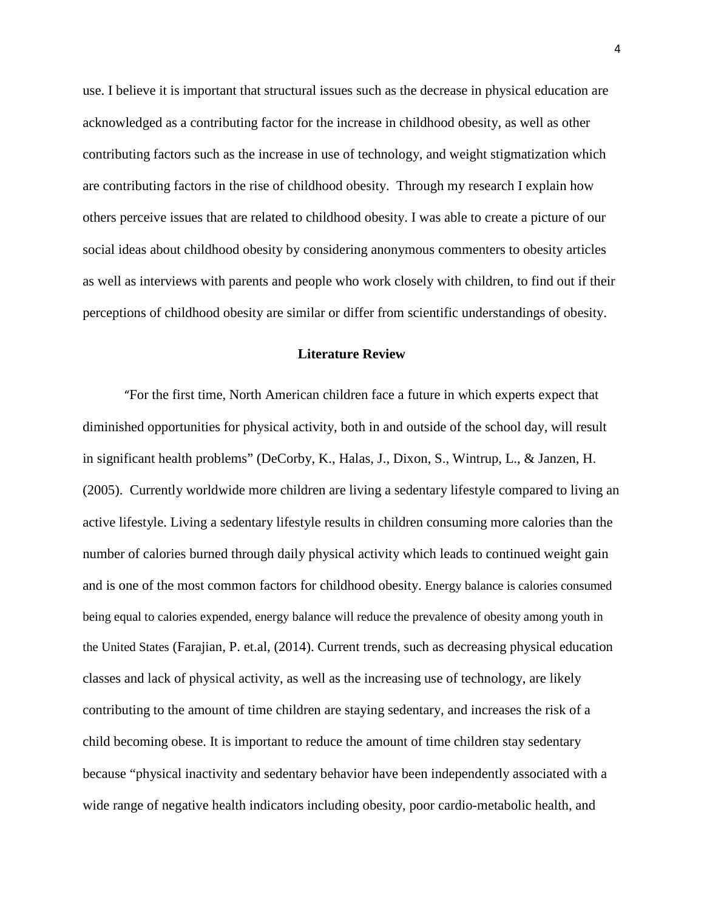use. I believe it is important that structural issues such as the decrease in physical education are acknowledged as a contributing factor for the increase in childhood obesity, as well as other contributing factors such as the increase in use of technology, and weight stigmatization which are contributing factors in the rise of childhood obesity. Through my research I explain how others perceive issues that are related to childhood obesity. I was able to create a picture of our social ideas about childhood obesity by considering anonymous commenters to obesity articles as well as interviews with parents and people who work closely with children, to find out if their perceptions of childhood obesity are similar or differ from scientific understandings of obesity.

## Literature Review

"For the first time, North American children face a future in which experts expect that diminished opportunities for physical activity, both in and outside of the school day, will result in significant health problems" (DeCorby, K., Halas, J., Dixon, S., Wintrup, L., & Janzen, H. (2005). Currently worldwide more children are living a sedentary lifestyle compared to living an active lifestyle. Living a sedentary lifestyle results in children consuming more calories than the number of calories burned through daily physical activity which leads to continued weight gain and is one of the most common factors for childhood obesity. Energy balance is calories consumed being equal to calories expended, energy balance will reduce the prevalence of obesity among youth in the United States (Farajian, P. et.al, (2014). Current trends, such as decreasing physical education classes and lack of physical activity, as well as the increasing use of technology, are likely contributing to the amount of time children are staying sedentary, and increases the risk of a child becoming obese. It is important to reduce the amount of time children stay sedentary because "physical inactivity and sedentary behavior have been independently associated with a wide range of negative health indicators including obesity, poor cardio-metabolic health, and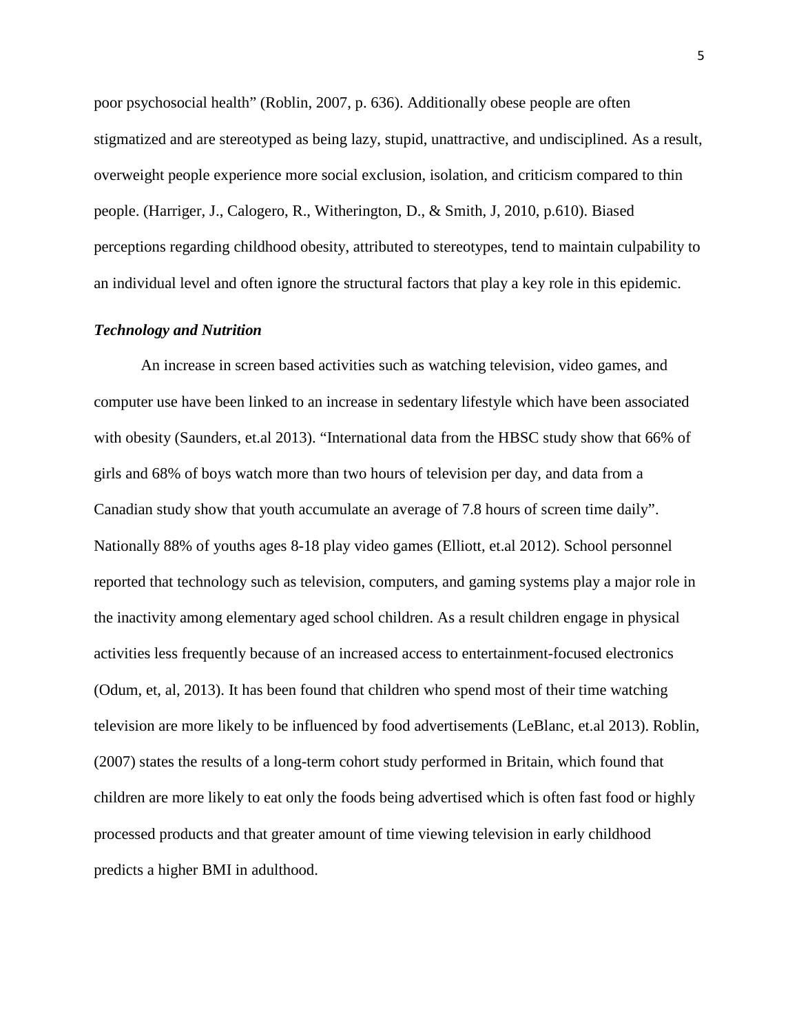poor psychosocial health" (Roblin, 2007, p. 636). Additionally obese people are often stigmatized and are stereotyped as being lazy, stupid, unattractive, and undisciplined. As a result, overweight people experience more social exclusion, isolation, and criticism compared to thin people. (Harriger, J., Calogero, R., Witherington, D., & Smith, J, 2010, p.610). Biased perceptions regarding childhood obesity, attributed to stereotypes, tend to maintain culpability to an individual level and often ignore the structural factors that play a key role in this epidemic.

### *Technology and Nutrition*

An increase in screen based activities such as watching television, video games, and computer use have been linked to an increase in sedentary lifestyle which have been associated with obesity (Saunders, et.al 2013). "International data from the HBSC study show that 66% of girls and 68% of boys watch more than two hours of television per day, and data from a Canadian study show that youth accumulate an average of 7.8 hours of screen time daily". Nationally 88% of youths ages 8-18 play video games (Elliott, et.al 2012). School personnel reported that technology such as television, computers, and gaming systems play a major role in the inactivity among elementary aged school children. As a result children engage in physical activities less frequently because of an increased access to entertainment-focused electronics (Odum, et, al, 2013). It has been found that children who spend most of their time watching television are more likely to be influenced by food advertisements (LeBlanc, et.al 2013). Roblin, (2007) states the results of a long-term cohort study performed in Britain, which found that children are more likely to eat only the foods being advertised which is often fast food or highly processed products and that greater amount of time viewing television in early childhood predicts a higher BMI in adulthood.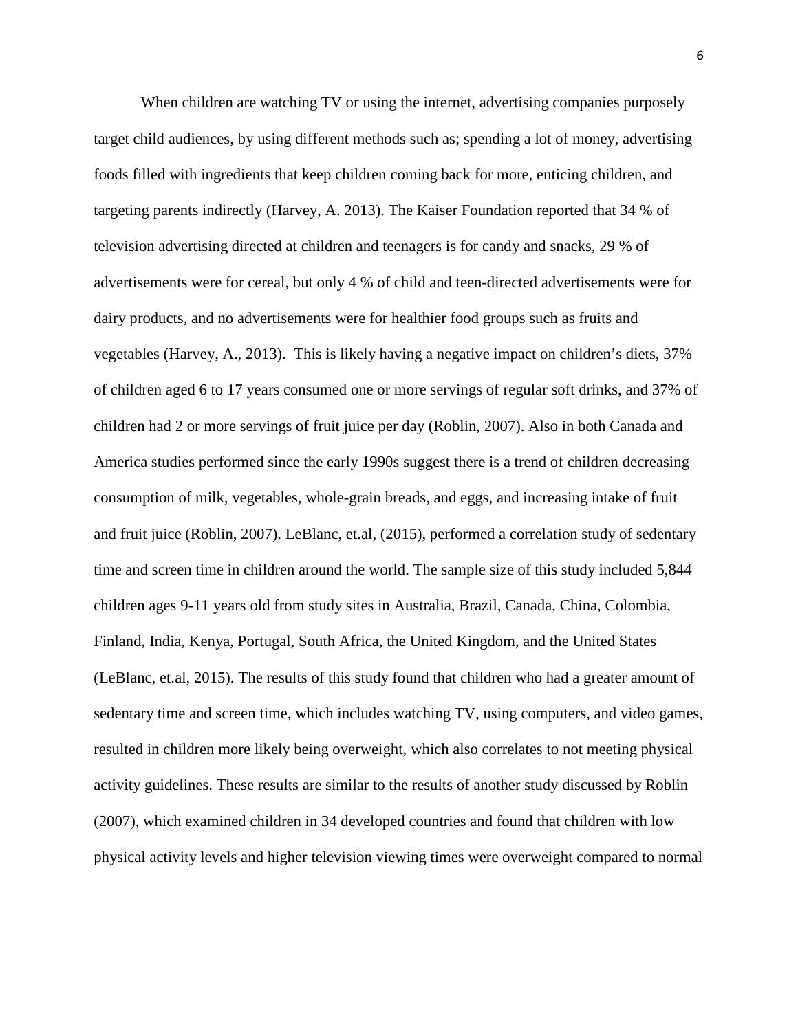When children are watching TV or using the internet, advertising companies purposely target child audiences, by using different methods such as; spending a lot of money, advertising foods filled with ingredients that keep children coming back for more, enticing children, and targeting parents indirectly (Harvey, A. 2013). The Kaiser Foundation reported that 34 % of television advertising directed at children and teenagers is for candy and snacks, 29 % of advertisements were for cereal, but only 4 % of child and teen-directed advertisements were for dairy products, and no advertisements were for healthier food groups such as fruits and vegetables (Harvey, A., 2013). This is likely having a negative impact on children's diets, 37% of children aged 6 to 17 years consumed one or more servings of regular soft drinks, and 37% of children had 2 or more servings of fruit juice per day (Roblin, 2007). Also in both Canada and America studies performed since the early 1990s suggest there is a trend of children decreasing consumption of milk, vegetables, whole-grain breads, and eggs, and increasing intake of fruit and fruit juice (Roblin, 2007). LeBlanc, et.al, (2015), performed a correlation study of sedentary time and screen time in children around the world. The sample size of this study included 5,844 children ages 9-11 years old from study sites in Australia, Brazil, Canada, China, Colombia, Finland, India, Kenya, Portugal, South Africa, the United Kingdom, and the United States (LeBlanc, et.al, 2015). The results of this study found that children who had a greater amount of sedentary time and screen time, which includes watching TV, using computers, and video games, resulted in children more likely being overweight, which also correlates to not meeting physical activity guidelines. These results are similar to the results of another study discussed by Roblin (2007), which examined children in 34 developed countries and found that children with low physical activity levels and higher television viewing times were overweight compared to normal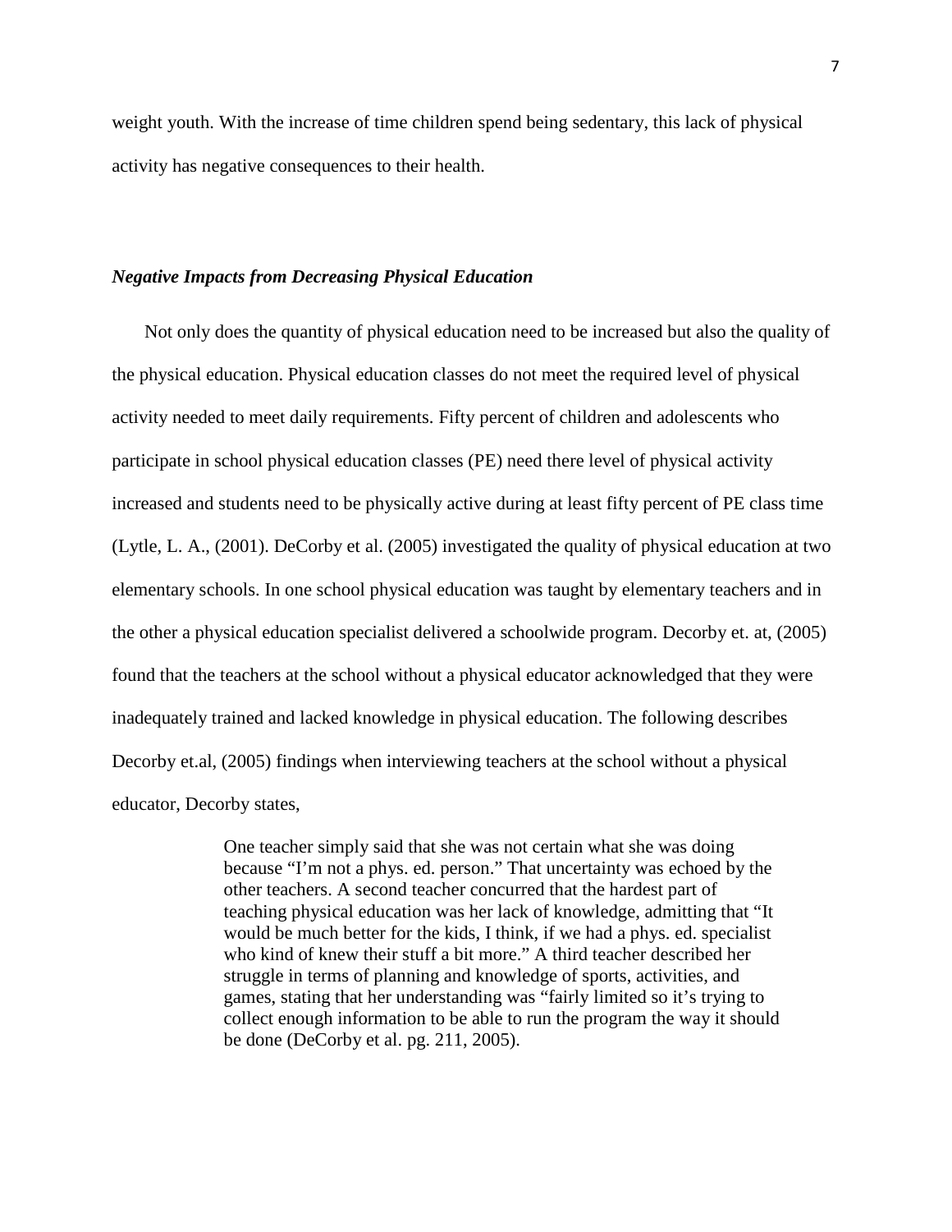weight youth. With the increase of time children spend being sedentary, this lack of physical activity has negative consequences to their health.

### *Negative Impacts from Decreasing Physical Education*

Not only does the quantity of physical education need to be increased but also the quality of the physical education. Physical education classes do not meet the required level of physical activity needed to meet daily requirements. Fifty percent of children and adolescents who participate in school physical education classes (PE) need there level of physical activity increased and students need to be physically active during at least fifty percent of PE class time (Lytle, L. A., (2001). DeCorby et al. (2005) investigated the quality of physical education at two elementary schools. In one school physical education was taught by elementary teachers and in the other a physical education specialist delivered a schoolwide program. Decorby et. at, (2005) found that the teachers at the school without a physical educator acknowledged that they were inadequately trained and lacked knowledge in physical education. The following describes Decorby et.al, (2005) findings when interviewing teachers at the school without a physical educator, Decorby states,

> One teacher simply said that she was not certain what she was doing because "I'm not a phys. ed. person." That uncertainty was echoed by the other teachers. A second teacher concurred that the hardest part of teaching physical education was her lack of knowledge, admitting that "It would be much better for the kids, I think, if we had a phys. ed. specialist who kind of knew their stuff a bit more." A third teacher described her struggle in terms of planning and knowledge of sports, activities, and games, stating that her understanding was "fairly limited so it's trying to collect enough information to be able to run the program the way it should be done (DeCorby et al. pg. 211, 2005).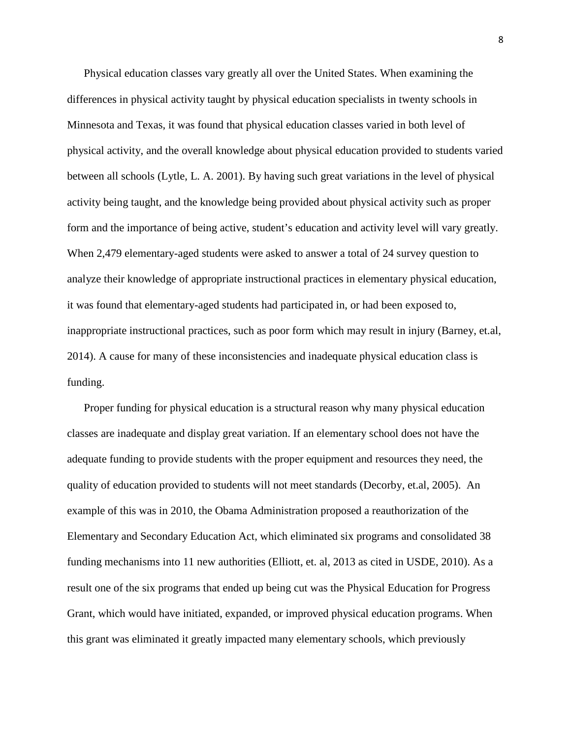Physical education classes vary greatly all over the United States. When examining the differences in physical activity taught by physical education specialists in twenty schools in Minnesota and Texas, it was found that physical education classes varied in both level of physical activity, and the overall knowledge about physical education provided to students varied between all schools (Lytle, L. A. 2001). By having such great variations in the level of physical activity being taught, and the knowledge being provided about physical activity such as proper form and the importance of being active, student's education and activity level will vary greatly. When 2,479 elementary-aged students were asked to answer a total of 24 survey question to analyze their knowledge of appropriate instructional practices in elementary physical education, it was found that elementary-aged students had participated in, or had been exposed to, inappropriate instructional practices, such as poor form which may result in injury (Barney, et.al, 2014). A cause for many of these inconsistencies and inadequate physical education class is funding.

Proper funding for physical education is a structural reason why many physical education classes are inadequate and display great variation. If an elementary school does not have the adequate funding to provide students with the proper equipment and resources they need, the quality of education provided to students will not meet standards (Decorby, et.al, 2005). An example of this was in 2010, the Obama Administration proposed a reauthorization of the Elementary and Secondary Education Act, which eliminated six programs and consolidated 38 funding mechanisms into 11 new authorities (Elliott, et. al, 2013 as cited in USDE, 2010). As a result one of the six programs that ended up being cut was the Physical Education for Progress Grant, which would have initiated, expanded, or improved physical education programs. When this grant was eliminated it greatly impacted many elementary schools, which previously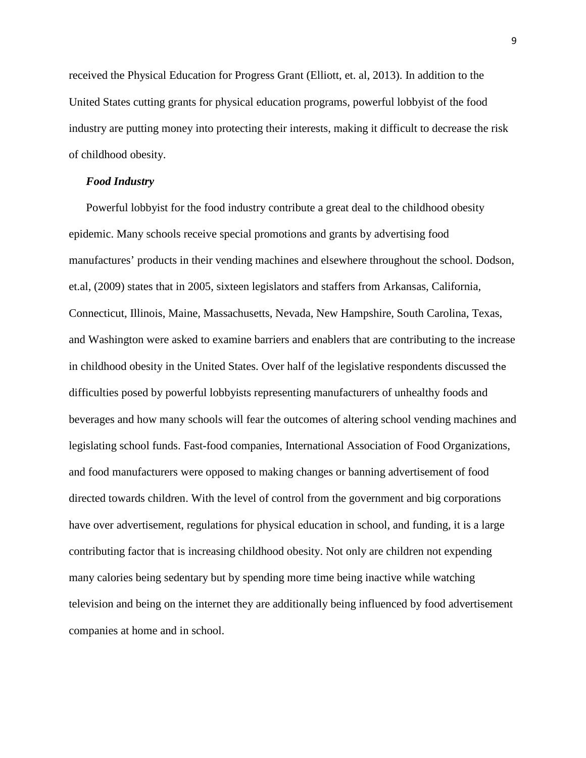received the Physical Education for Progress Grant (Elliott, et. al, 2013). In addition to the United States cutting grants for physical education programs, powerful lobbyist of the food industry are putting money into protecting their interests, making it difficult to decrease the risk of childhood obesity.

### *Food Industry*

Powerful lobbyist for the food industry contribute a great deal to the childhood obesity epidemic. Many schools receive special promotions and grants by advertising food manufactures' products in their vending machines and elsewhere throughout the school. Dodson, et.al, (2009) states that in 2005, sixteen legislators and staffers from Arkansas, California, Connecticut, Illinois, Maine, Massachusetts, Nevada, New Hampshire, South Carolina, Texas, and Washington were asked to examine barriers and enablers that are contributing to the increase in childhood obesity in the United States. Over half of the legislative respondents discussed the difficulties posed by powerful lobbyists representing manufacturers of unhealthy foods and beverages and how many schools will fear the outcomes of altering school vending machines and legislating school funds. Fast-food companies, International Association of Food Organizations, and food manufacturers were opposed to making changes or banning advertisement of food directed towards children. With the level of control from the government and big corporations have over advertisement, regulations for physical education in school, and funding, it is a large contributing factor that is increasing childhood obesity. Not only are children not expending many calories being sedentary but by spending more time being inactive while watching television and being on the internet they are additionally being influenced by food advertisement companies at home and in school.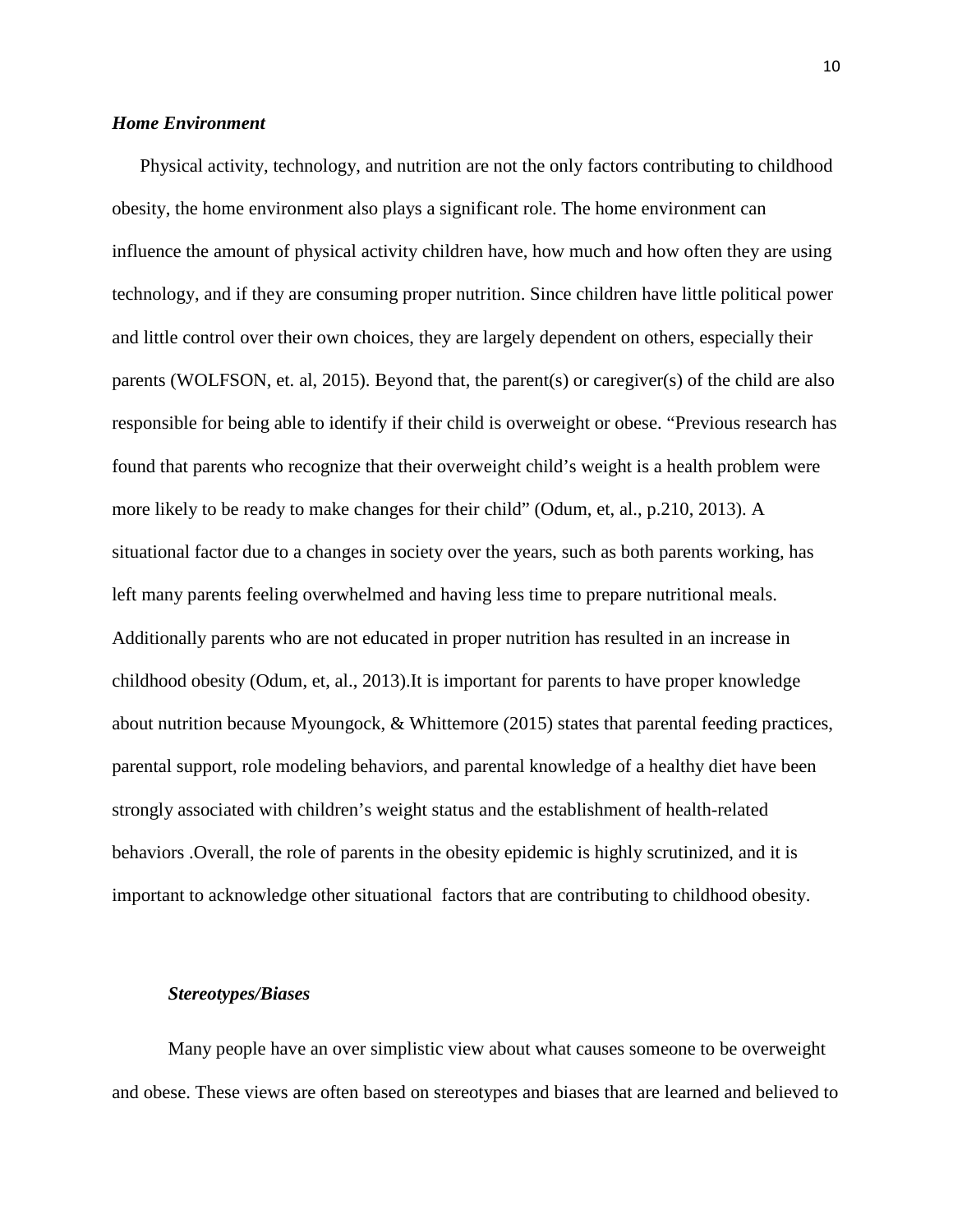### ***Home Environment***

Physical activity, technology, and nutrition are not the only factors contributing to childhood obesity, the home environment also plays a significant role. The home environment can influence the amount of physical activity children have, how much and how often they are using technology, and if they are consuming proper nutrition. Since children have little political power and little control over their own choices, they are largely dependent on others, especially their parents (WOLFSON, et. al, 2015). Beyond that, the parent(s) or caregiver(s) of the child are also responsible for being able to identify if their child is overweight or obese. "Previous research has found that parents who recognize that their overweight child's weight is a health problem were more likely to be ready to make changes for their child" (Odum, et, al., p.210, 2013). A situational factor due to a changes in society over the years, such as both parents working, has left many parents feeling overwhelmed and having less time to prepare nutritional meals. Additionally parents who are not educated in proper nutrition has resulted in an increase in childhood obesity (Odum, et, al., 2013).It is important for parents to have proper knowledge about nutrition because Myoungock, & Whittemore (2015) states that parental feeding practices, parental support, role modeling behaviors, and parental knowledge of a healthy diet have been strongly associated with children's weight status and the establishment of health-related behaviors .Overall, the role of parents in the obesity epidemic is highly scrutinized, and it is important to acknowledge other situational factors that are contributing to childhood obesity.

### ***Stereotypes/Biases***

Many people have an over simplistic view about what causes someone to be overweight and obese. These views are often based on stereotypes and biases that are learned and believed to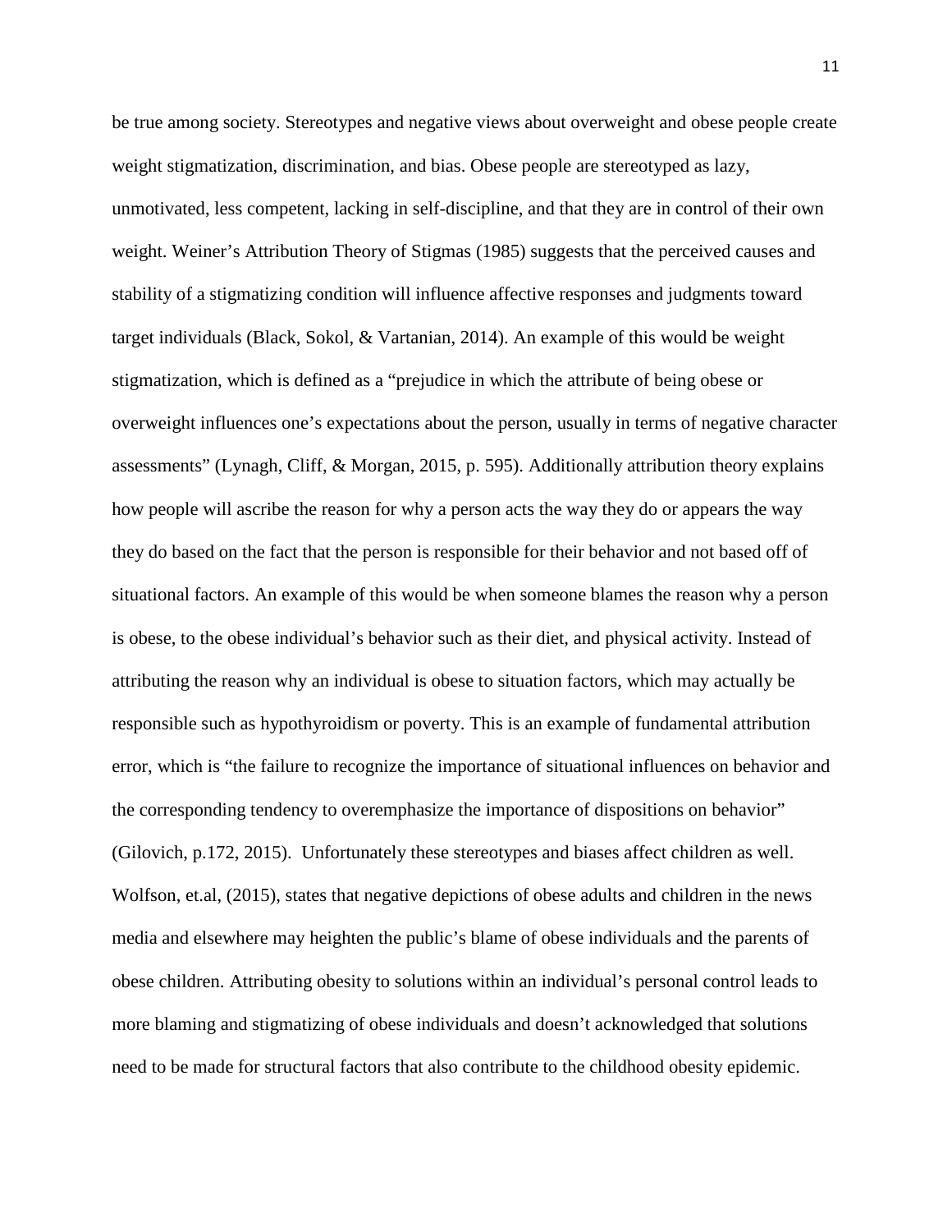be true among society. Stereotypes and negative views about overweight and obese people create weight stigmatization, discrimination, and bias. Obese people are stereotyped as lazy, unmotivated, less competent, lacking in self-discipline, and that they are in control of their own weight. Weiner's Attribution Theory of Stigmas (1985) suggests that the perceived causes and stability of a stigmatizing condition will influence affective responses and judgments toward target individuals (Black, Sokol, & Vartanian, 2014). An example of this would be weight stigmatization, which is defined as a "prejudice in which the attribute of being obese or overweight influences one's expectations about the person, usually in terms of negative character assessments" (Lynagh, Cliff, & Morgan, 2015, p. 595). Additionally attribution theory explains how people will ascribe the reason for why a person acts the way they do or appears the way they do based on the fact that the person is responsible for their behavior and not based off of situational factors. An example of this would be when someone blames the reason why a person is obese, to the obese individual's behavior such as their diet, and physical activity. Instead of attributing the reason why an individual is obese to situation factors, which may actually be responsible such as hypothyroidism or poverty. This is an example of fundamental attribution error, which is "the failure to recognize the importance of situational influences on behavior and the corresponding tendency to overemphasize the importance of dispositions on behavior" (Gilovich, p.172, 2015). Unfortunately these stereotypes and biases affect children as well. Wolfson, et.al, (2015), states that negative depictions of obese adults and children in the news media and elsewhere may heighten the public's blame of obese individuals and the parents of obese children. Attributing obesity to solutions within an individual's personal control leads to more blaming and stigmatizing of obese individuals and doesn't acknowledged that solutions need to be made for structural factors that also contribute to the childhood obesity epidemic.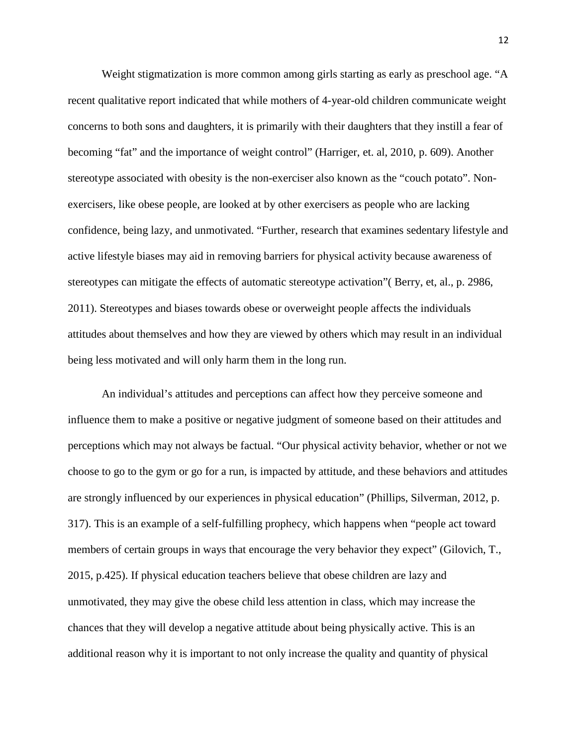Weight stigmatization is more common among girls starting as early as preschool age. "A recent qualitative report indicated that while mothers of 4-year-old children communicate weight concerns to both sons and daughters, it is primarily with their daughters that they instill a fear of becoming "fat" and the importance of weight control" (Harriger, et. al, 2010, p. 609). Another stereotype associated with obesity is the non-exerciser also known as the "couch potato". Non-exercisers, like obese people, are looked at by other exercisers as people who are lacking confidence, being lazy, and unmotivated. "Further, research that examines sedentary lifestyle and active lifestyle biases may aid in removing barriers for physical activity because awareness of stereotypes can mitigate the effects of automatic stereotype activation"( Berry, et, al., p. 2986, 2011). Stereotypes and biases towards obese or overweight people affects the individuals attitudes about themselves and how they are viewed by others which may result in an individual being less motivated and will only harm them in the long run.

An individual's attitudes and perceptions can affect how they perceive someone and influence them to make a positive or negative judgment of someone based on their attitudes and perceptions which may not always be factual. "Our physical activity behavior, whether or not we choose to go to the gym or go for a run, is impacted by attitude, and these behaviors and attitudes are strongly influenced by our experiences in physical education" (Phillips, Silverman, 2012, p. 317). This is an example of a self-fulfilling prophecy, which happens when "people act toward members of certain groups in ways that encourage the very behavior they expect" (Gilovich, T., 2015, p.425). If physical education teachers believe that obese children are lazy and unmotivated, they may give the obese child less attention in class, which may increase the chances that they will develop a negative attitude about being physically active. This is an additional reason why it is important to not only increase the quality and quantity of physical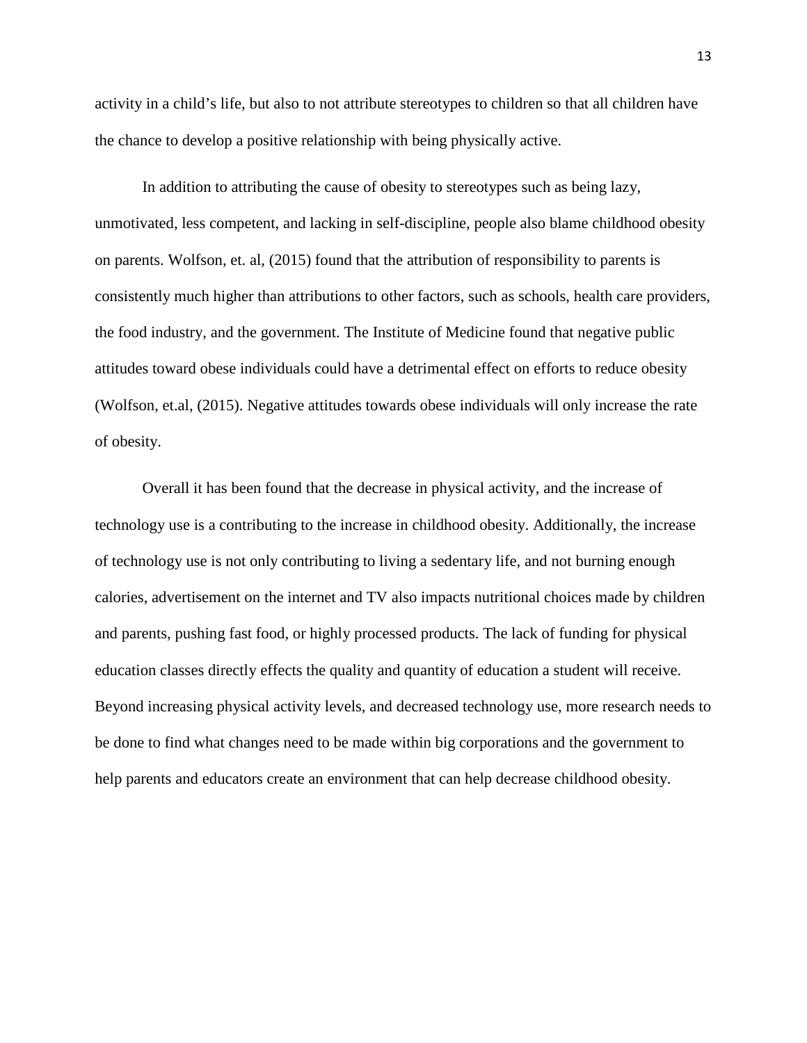activity in a child's life, but also to not attribute stereotypes to children so that all children have the chance to develop a positive relationship with being physically active.

In addition to attributing the cause of obesity to stereotypes such as being lazy, unmotivated, less competent, and lacking in self-discipline, people also blame childhood obesity on parents. Wolfson, et. al, (2015) found that the attribution of responsibility to parents is consistently much higher than attributions to other factors, such as schools, health care providers, the food industry, and the government. The Institute of Medicine found that negative public attitudes toward obese individuals could have a detrimental effect on efforts to reduce obesity (Wolfson, et.al, (2015). Negative attitudes towards obese individuals will only increase the rate of obesity.

Overall it has been found that the decrease in physical activity, and the increase of technology use is a contributing to the increase in childhood obesity. Additionally, the increase of technology use is not only contributing to living a sedentary life, and not burning enough calories, advertisement on the internet and TV also impacts nutritional choices made by children and parents, pushing fast food, or highly processed products. The lack of funding for physical education classes directly effects the quality and quantity of education a student will receive. Beyond increasing physical activity levels, and decreased technology use, more research needs to be done to find what changes need to be made within big corporations and the government to help parents and educators create an environment that can help decrease childhood obesity.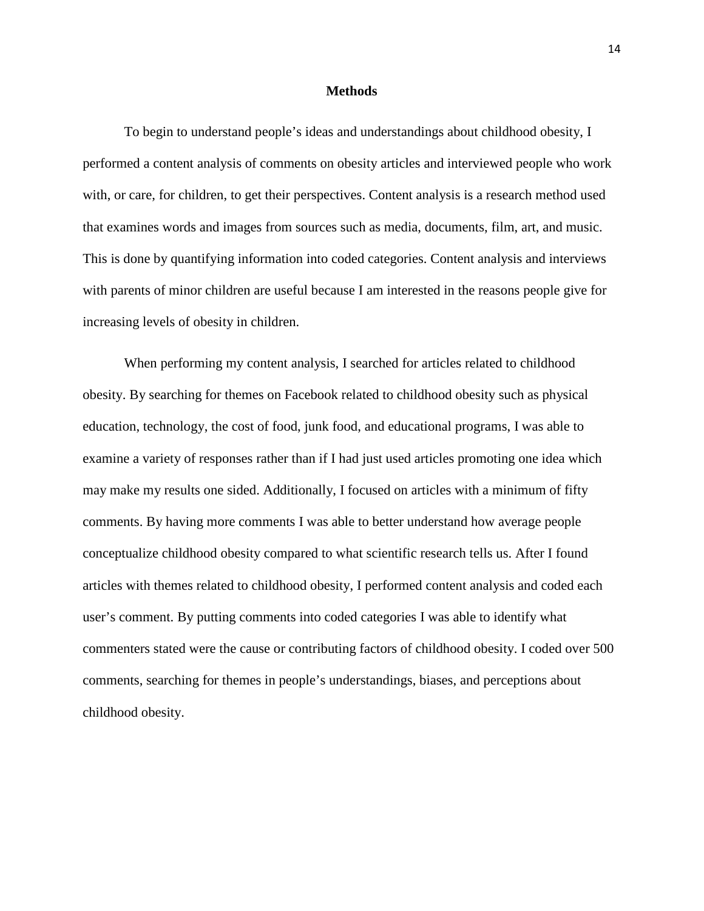## Methods

To begin to understand people's ideas and understandings about childhood obesity, I performed a content analysis of comments on obesity articles and interviewed people who work with, or care, for children, to get their perspectives. Content analysis is a research method used that examines words and images from sources such as media, documents, film, art, and music. This is done by quantifying information into coded categories. Content analysis and interviews with parents of minor children are useful because I am interested in the reasons people give for increasing levels of obesity in children.

When performing my content analysis, I searched for articles related to childhood obesity. By searching for themes on Facebook related to childhood obesity such as physical education, technology, the cost of food, junk food, and educational programs, I was able to examine a variety of responses rather than if I had just used articles promoting one idea which may make my results one sided. Additionally, I focused on articles with a minimum of fifty comments. By having more comments I was able to better understand how average people conceptualize childhood obesity compared to what scientific research tells us. After I found articles with themes related to childhood obesity, I performed content analysis and coded each user's comment. By putting comments into coded categories I was able to identify what commenters stated were the cause or contributing factors of childhood obesity. I coded over 500 comments, searching for themes in people's understandings, biases, and perceptions about childhood obesity.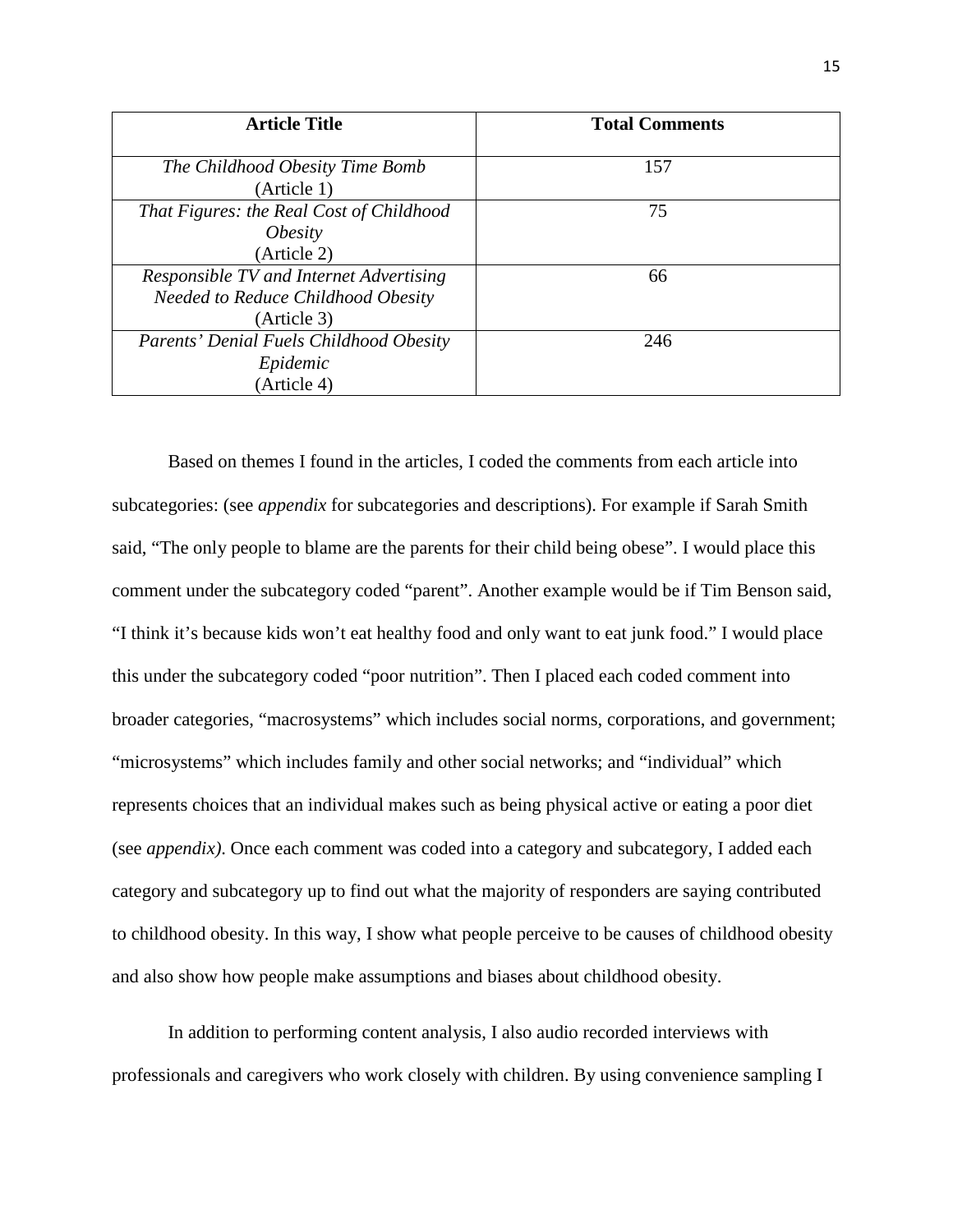| Article Title | Total Comments |
|---|---|
| *The Childhood Obesity Time Bomb* (Article 1) | 157 |
| *That Figures: the Real Cost of Childhood Obesity* (Article 2) | 75 |
| *Responsible TV and Internet Advertising Needed to Reduce Childhood Obesity* (Article 3) | 66 |
| *Parents' Denial Fuels Childhood Obesity Epidemic* (Article 4) | 246 |

Based on themes I found in the articles, I coded the comments from each article into subcategories: (see *appendix* for subcategories and descriptions). For example if Sarah Smith said, "The only people to blame are the parents for their child being obese". I would place this comment under the subcategory coded "parent". Another example would be if Tim Benson said, "I think it's because kids won't eat healthy food and only want to eat junk food." I would place this under the subcategory coded "poor nutrition". Then I placed each coded comment into broader categories, "macrosystems" which includes social norms, corporations, and government; "microsystems" which includes family and other social networks; and "individual" which represents choices that an individual makes such as being physical active or eating a poor diet (see *appendix)*. Once each comment was coded into a category and subcategory, I added each category and subcategory up to find out what the majority of responders are saying contributed to childhood obesity. In this way, I show what people perceive to be causes of childhood obesity and also show how people make assumptions and biases about childhood obesity.

In addition to performing content analysis, I also audio recorded interviews with professionals and caregivers who work closely with children. By using convenience sampling I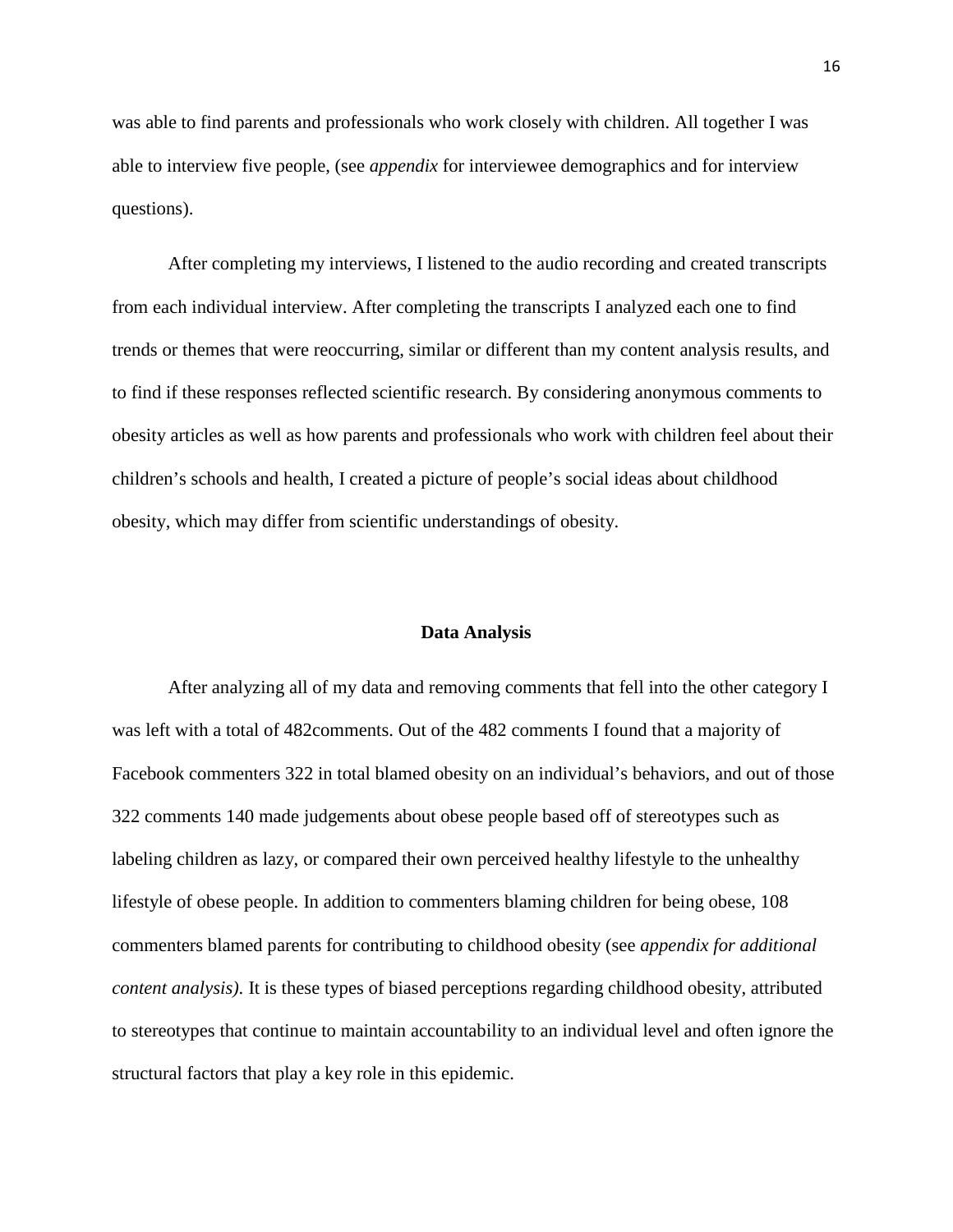was able to find parents and professionals who work closely with children. All together I was able to interview five people, (see *appendix* for interviewee demographics and for interview questions).

After completing my interviews, I listened to the audio recording and created transcripts from each individual interview. After completing the transcripts I analyzed each one to find trends or themes that were reoccurring, similar or different than my content analysis results, and to find if these responses reflected scientific research. By considering anonymous comments to obesity articles as well as how parents and professionals who work with children feel about their children's schools and health, I created a picture of people's social ideas about childhood obesity, which may differ from scientific understandings of obesity.

## Data Analysis

After analyzing all of my data and removing comments that fell into the other category I was left with a total of 482comments. Out of the 482 comments I found that a majority of Facebook commenters 322 in total blamed obesity on an individual's behaviors, and out of those 322 comments 140 made judgements about obese people based off of stereotypes such as labeling children as lazy, or compared their own perceived healthy lifestyle to the unhealthy lifestyle of obese people. In addition to commenters blaming children for being obese, 108 commenters blamed parents for contributing to childhood obesity (see *appendix for additional content analysis)*. It is these types of biased perceptions regarding childhood obesity, attributed to stereotypes that continue to maintain accountability to an individual level and often ignore the structural factors that play a key role in this epidemic.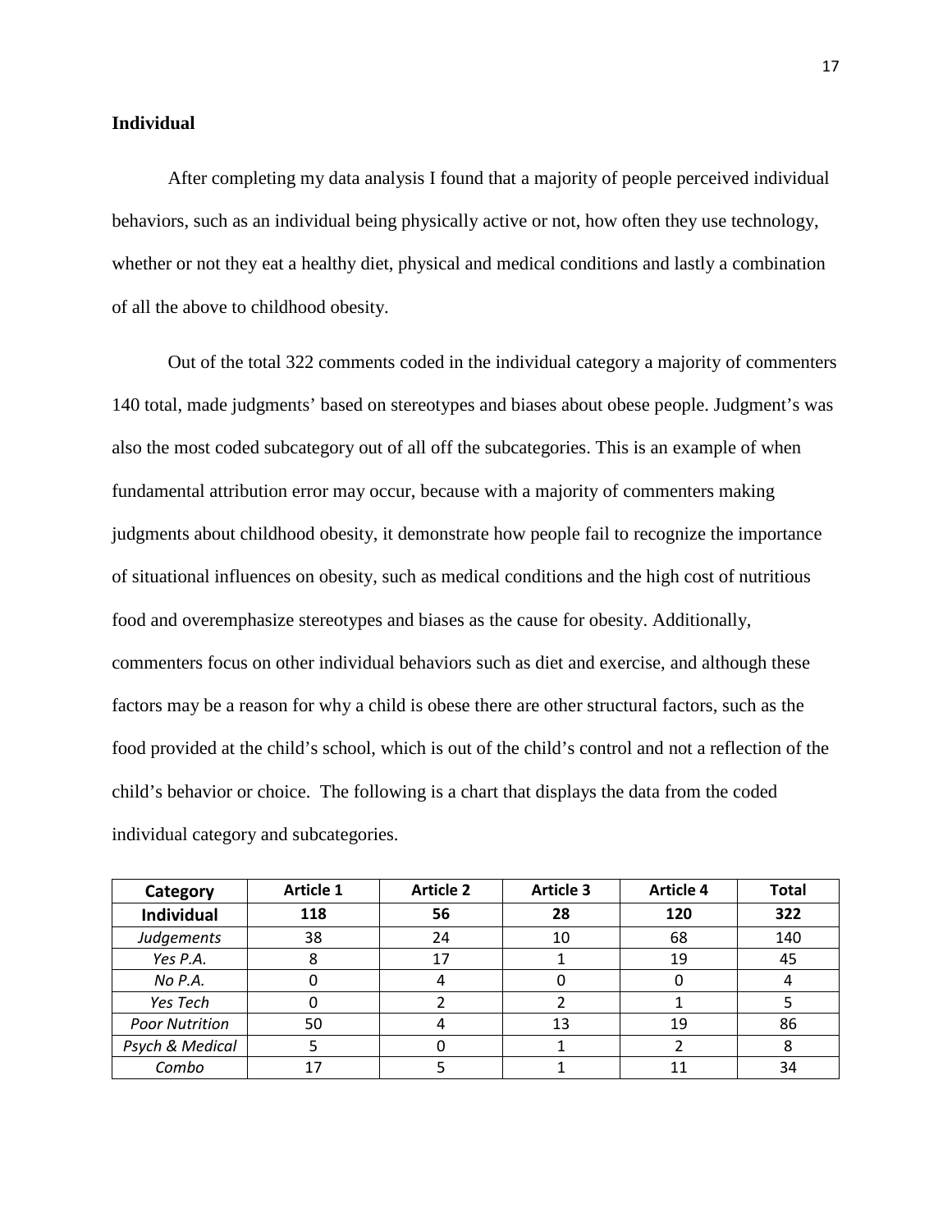**Individual**

After completing my data analysis I found that a majority of people perceived individual behaviors, such as an individual being physically active or not, how often they use technology, whether or not they eat a healthy diet, physical and medical conditions and lastly a combination of all the above to childhood obesity.

Out of the total 322 comments coded in the individual category a majority of commenters 140 total, made judgments' based on stereotypes and biases about obese people. Judgment's was also the most coded subcategory out of all off the subcategories. This is an example of when fundamental attribution error may occur, because with a majority of commenters making judgments about childhood obesity, it demonstrate how people fail to recognize the importance of situational influences on obesity, such as medical conditions and the high cost of nutritious food and overemphasize stereotypes and biases as the cause for obesity. Additionally, commenters focus on other individual behaviors such as diet and exercise, and although these factors may be a reason for why a child is obese there are other structural factors, such as the food provided at the child's school, which is out of the child's control and not a reflection of the child's behavior or choice. The following is a chart that displays the data from the coded individual category and subcategories.

| Category | Article 1 | Article 2 | Article 3 | Article 4 | Total |
|---|---|---|---|---|---|
| **Individual** | **118** | **56** | **28** | **120** | **322** |
| *Judgements* | 38 | 24 | 10 | 68 | 140 |
| *Yes P.A.* | 8 | 17 | 1 | 19 | 45 |
| *No P.A.* | 0 | 4 | 0 | 0 | 4 |
| *Yes Tech* | 0 | 2 | 2 | 1 | 5 |
| *Poor Nutrition* | 50 | 4 | 13 | 19 | 86 |
| *Psych & Medical* | 5 | 0 | 1 | 2 | 8 |
| *Combo* | 17 | 5 | 1 | 11 | 34 |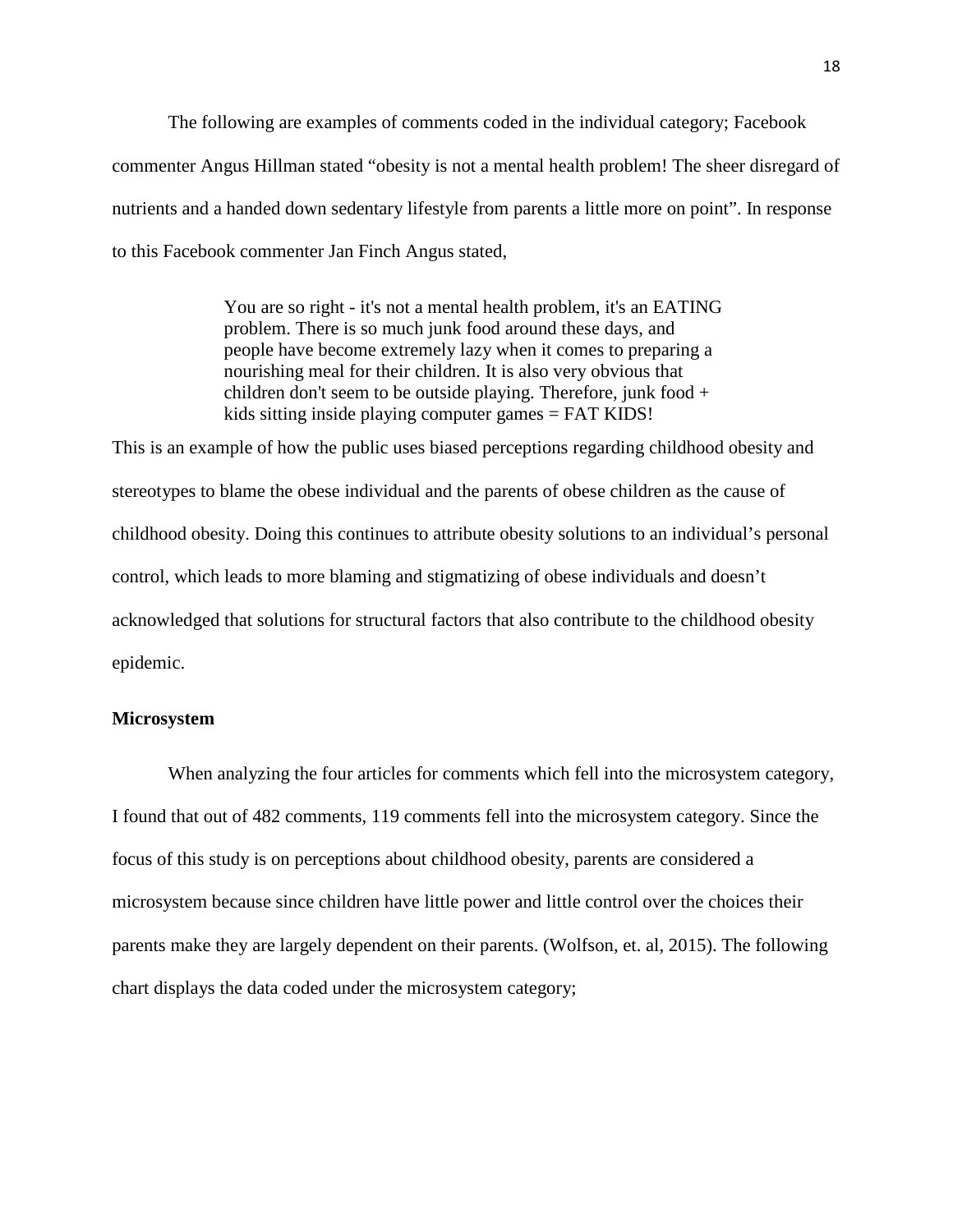The following are examples of comments coded in the individual category; Facebook commenter Angus Hillman stated "obesity is not a mental health problem! The sheer disregard of nutrients and a handed down sedentary lifestyle from parents a little more on point". In response to this Facebook commenter Jan Finch Angus stated,

> You are so right - it's not a mental health problem, it's an EATING problem. There is so much junk food around these days, and people have become extremely lazy when it comes to preparing a nourishing meal for their children. It is also very obvious that children don't seem to be outside playing. Therefore, junk food + kids sitting inside playing computer games = FAT KIDS!

This is an example of how the public uses biased perceptions regarding childhood obesity and stereotypes to blame the obese individual and the parents of obese children as the cause of childhood obesity. Doing this continues to attribute obesity solutions to an individual's personal control, which leads to more blaming and stigmatizing of obese individuals and doesn't acknowledged that solutions for structural factors that also contribute to the childhood obesity epidemic.

**Microsystem**

When analyzing the four articles for comments which fell into the microsystem category, I found that out of 482 comments, 119 comments fell into the microsystem category. Since the focus of this study is on perceptions about childhood obesity, parents are considered a microsystem because since children have little power and little control over the choices their parents make they are largely dependent on their parents. (Wolfson, et. al, 2015). The following chart displays the data coded under the microsystem category;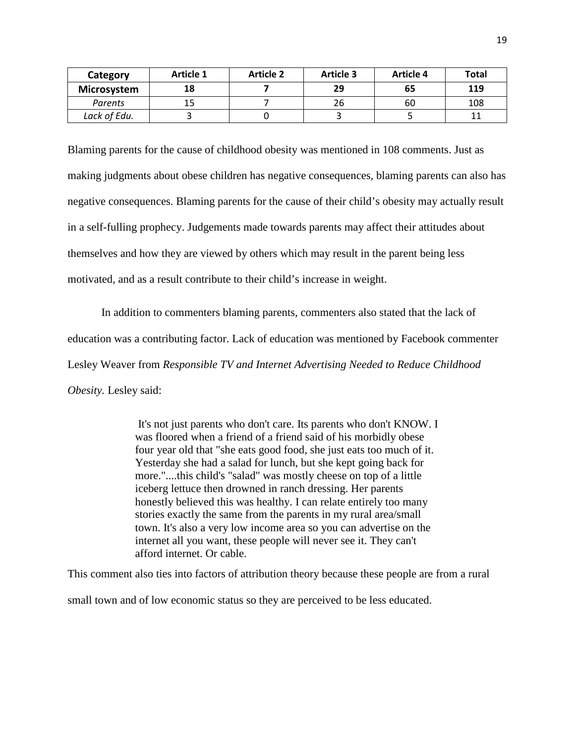| Category | Article 1 | Article 2 | Article 3 | Article 4 | Total |
|---|---|---|---|---|---|
| **Microsystem** | **18** | **7** | **29** | **65** | **119** |
| *Parents* | 15 | 7 | 26 | 60 | 108 |
| *Lack of Edu.* | 3 | 0 | 3 | 5 | 11 |

Blaming parents for the cause of childhood obesity was mentioned in 108 comments. Just as making judgments about obese children has negative consequences, blaming parents can also has negative consequences. Blaming parents for the cause of their child's obesity may actually result in a self-fulling prophecy. Judgements made towards parents may affect their attitudes about themselves and how they are viewed by others which may result in the parent being less motivated, and as a result contribute to their child's increase in weight.

In addition to commenters blaming parents, commenters also stated that the lack of education was a contributing factor. Lack of education was mentioned by Facebook commenter Lesley Weaver from *Responsible TV and Internet Advertising Needed to Reduce Childhood Obesity.* Lesley said:

> It's not just parents who don't care. Its parents who don't KNOW. I was floored when a friend of a friend said of his morbidly obese four year old that "she eats good food, she just eats too much of it. Yesterday she had a salad for lunch, but she kept going back for more."....this child's "salad" was mostly cheese on top of a little iceberg lettuce then drowned in ranch dressing. Her parents honestly believed this was healthy. I can relate entirely too many stories exactly the same from the parents in my rural area/small town. It's also a very low income area so you can advertise on the internet all you want, these people will never see it. They can't afford internet. Or cable.

This comment also ties into factors of attribution theory because these people are from a rural small town and of low economic status so they are perceived to be less educated.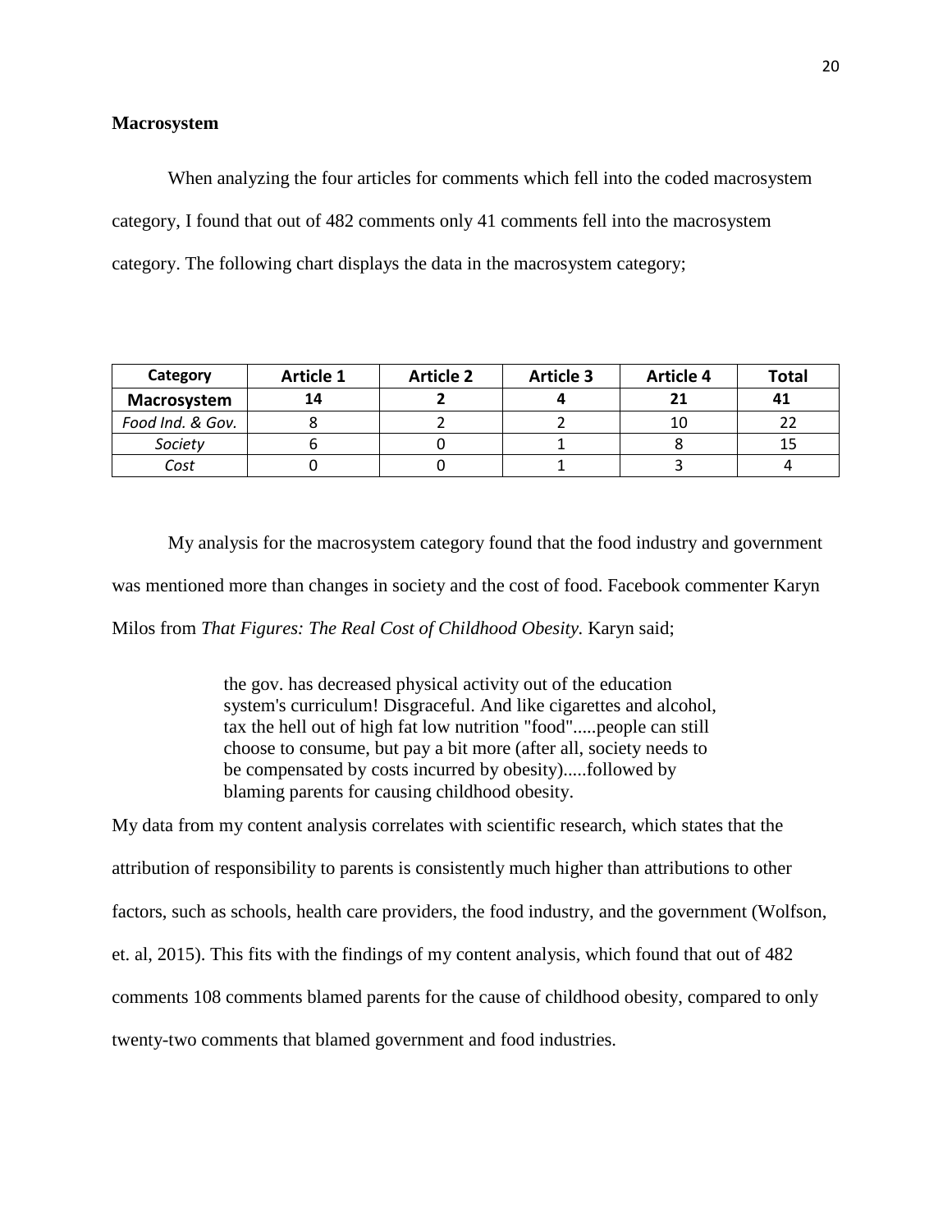**Macrosystem**

When analyzing the four articles for comments which fell into the coded macrosystem category, I found that out of 482 comments only 41 comments fell into the macrosystem category. The following chart displays the data in the macrosystem category;

| Category | Article 1 | Article 2 | Article 3 | Article 4 | Total |
|---|---|---|---|---|---|
| **Macrosystem** | **14** | **2** | **4** | **21** | **41** |
| *Food Ind. & Gov.* | 8 | 2 | 2 | 10 | 22 |
| *Society* | 6 | 0 | 1 | 8 | 15 |
| *Cost* | 0 | 0 | 1 | 3 | 4 |

My analysis for the macrosystem category found that the food industry and government was mentioned more than changes in society and the cost of food. Facebook commenter Karyn Milos from *That Figures: The Real Cost of Childhood Obesity.* Karyn said;

> the gov. has decreased physical activity out of the education system's curriculum! Disgraceful. And like cigarettes and alcohol, tax the hell out of high fat low nutrition "food".....people can still choose to consume, but pay a bit more (after all, society needs to be compensated by costs incurred by obesity).....followed by blaming parents for causing childhood obesity.

My data from my content analysis correlates with scientific research, which states that the attribution of responsibility to parents is consistently much higher than attributions to other factors, such as schools, health care providers, the food industry, and the government (Wolfson, et. al, 2015). This fits with the findings of my content analysis, which found that out of 482 comments 108 comments blamed parents for the cause of childhood obesity, compared to only twenty-two comments that blamed government and food industries.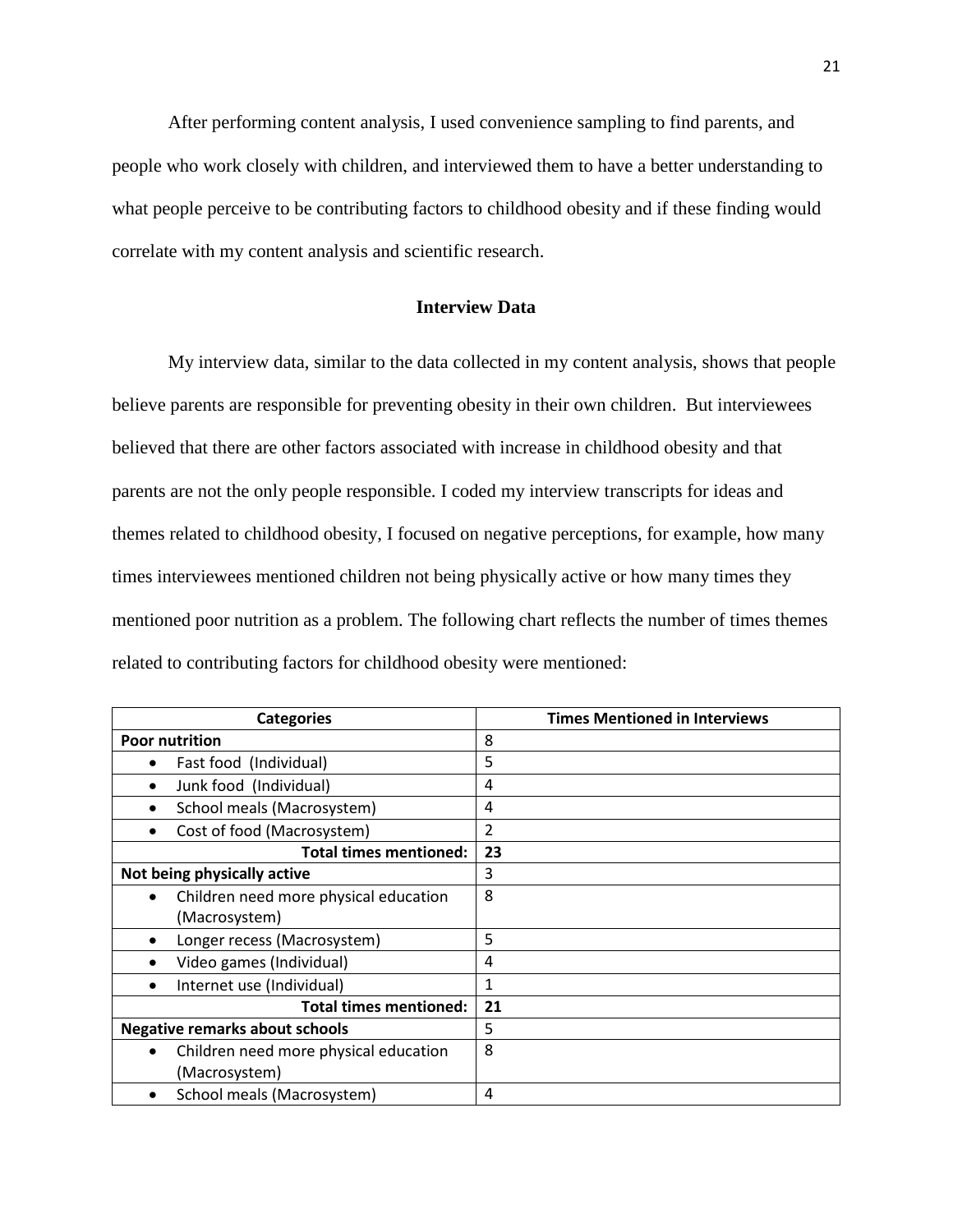After performing content analysis, I used convenience sampling to find parents, and people who work closely with children, and interviewed them to have a better understanding to what people perceive to be contributing factors to childhood obesity and if these finding would correlate with my content analysis and scientific research.

## Interview Data

My interview data, similar to the data collected in my content analysis, shows that people believe parents are responsible for preventing obesity in their own children. But interviewees believed that there are other factors associated with increase in childhood obesity and that parents are not the only people responsible. I coded my interview transcripts for ideas and themes related to childhood obesity, I focused on negative perceptions, for example, how many times interviewees mentioned children not being physically active or how many times they mentioned poor nutrition as a problem. The following chart reflects the number of times themes related to contributing factors for childhood obesity were mentioned:

| Categories | Times Mentioned in Interviews |
|---|---|
| **Poor nutrition** | 8 |
| • Fast food (Individual) | 5 |
| • Junk food (Individual) | 4 |
| • School meals (Macrosystem) | 4 |
| • Cost of food (Macrosystem) | 2 |
| **Total times mentioned:** | **23** |
| **Not being physically active** | 3 |
| • Children need more physical education (Macrosystem) | 8 |
| • Longer recess (Macrosystem) | 5 |
| • Video games (Individual) | 4 |
| • Internet use (Individual) | 1 |
| **Total times mentioned:** | **21** |
| **Negative remarks about schools** | 5 |
| • Children need more physical education (Macrosystem) | 8 |
| • School meals (Macrosystem) | 4 |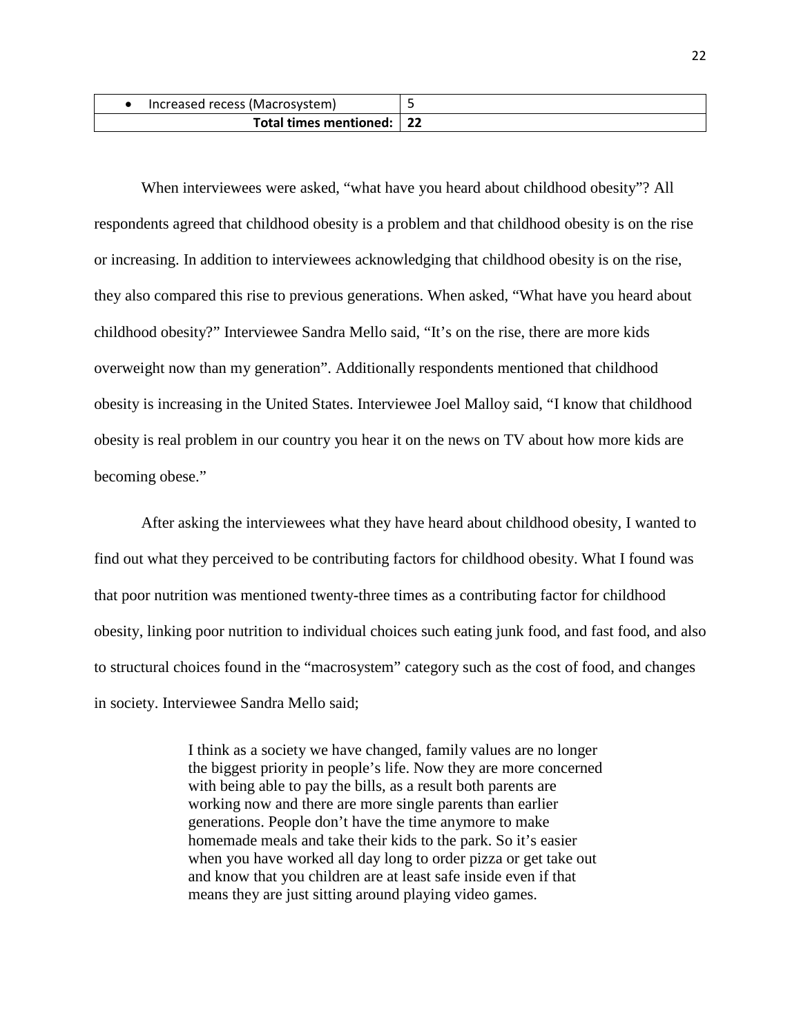| | |
|---|---|
| • Increased recess (Macrosystem) | 5 |
| **Total times mentioned:** | **22** |

When interviewees were asked, “what have you heard about childhood obesity”? All respondents agreed that childhood obesity is a problem and that childhood obesity is on the rise or increasing. In addition to interviewees acknowledging that childhood obesity is on the rise, they also compared this rise to previous generations. When asked, “What have you heard about childhood obesity?” Interviewee Sandra Mello said, “It’s on the rise, there are more kids overweight now than my generation”. Additionally respondents mentioned that childhood obesity is increasing in the United States. Interviewee Joel Malloy said, “I know that childhood obesity is real problem in our country you hear it on the news on TV about how more kids are becoming obese.”

After asking the interviewees what they have heard about childhood obesity, I wanted to find out what they perceived to be contributing factors for childhood obesity. What I found was that poor nutrition was mentioned twenty-three times as a contributing factor for childhood obesity, linking poor nutrition to individual choices such eating junk food, and fast food, and also to structural choices found in the “macrosystem” category such as the cost of food, and changes in society. Interviewee Sandra Mello said;

> I think as a society we have changed, family values are no longer the biggest priority in people’s life. Now they are more concerned with being able to pay the bills, as a result both parents are working now and there are more single parents than earlier generations. People don’t have the time anymore to make homemade meals and take their kids to the park. So it’s easier when you have worked all day long to order pizza or get take out and know that you children are at least safe inside even if that means they are just sitting around playing video games.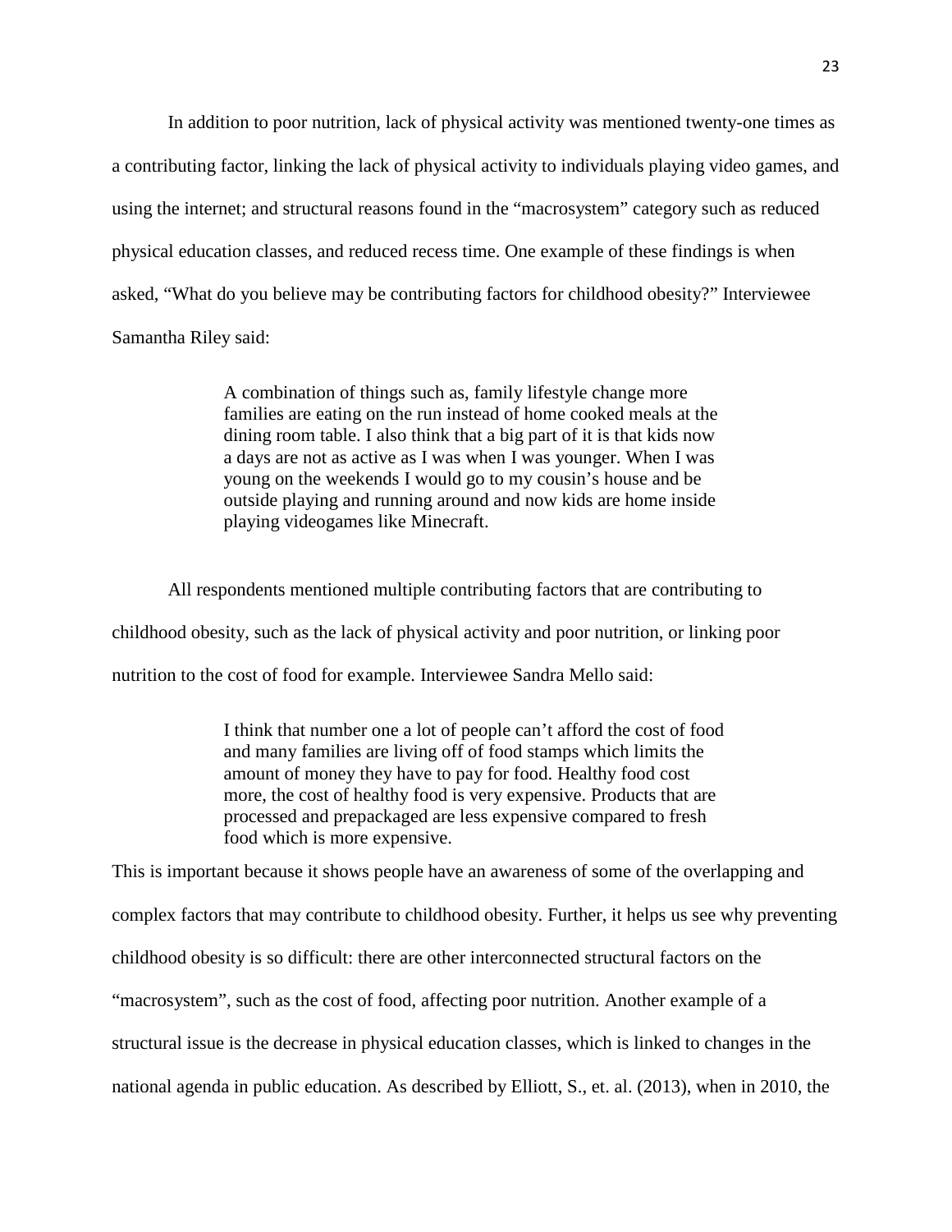In addition to poor nutrition, lack of physical activity was mentioned twenty-one times as a contributing factor, linking the lack of physical activity to individuals playing video games, and using the internet; and structural reasons found in the "macrosystem" category such as reduced physical education classes, and reduced recess time. One example of these findings is when asked, "What do you believe may be contributing factors for childhood obesity?" Interviewee Samantha Riley said:

> A combination of things such as, family lifestyle change more families are eating on the run instead of home cooked meals at the dining room table. I also think that a big part of it is that kids now a days are not as active as I was when I was younger. When I was young on the weekends I would go to my cousin's house and be outside playing and running around and now kids are home inside playing videogames like Minecraft.

All respondents mentioned multiple contributing factors that are contributing to childhood obesity, such as the lack of physical activity and poor nutrition, or linking poor nutrition to the cost of food for example. Interviewee Sandra Mello said:

> I think that number one a lot of people can't afford the cost of food and many families are living off of food stamps which limits the amount of money they have to pay for food. Healthy food cost more, the cost of healthy food is very expensive. Products that are processed and prepackaged are less expensive compared to fresh food which is more expensive.

This is important because it shows people have an awareness of some of the overlapping and complex factors that may contribute to childhood obesity. Further, it helps us see why preventing childhood obesity is so difficult: there are other interconnected structural factors on the "macrosystem", such as the cost of food, affecting poor nutrition. Another example of a structural issue is the decrease in physical education classes, which is linked to changes in the national agenda in public education. As described by Elliott, S., et. al. (2013), when in 2010, the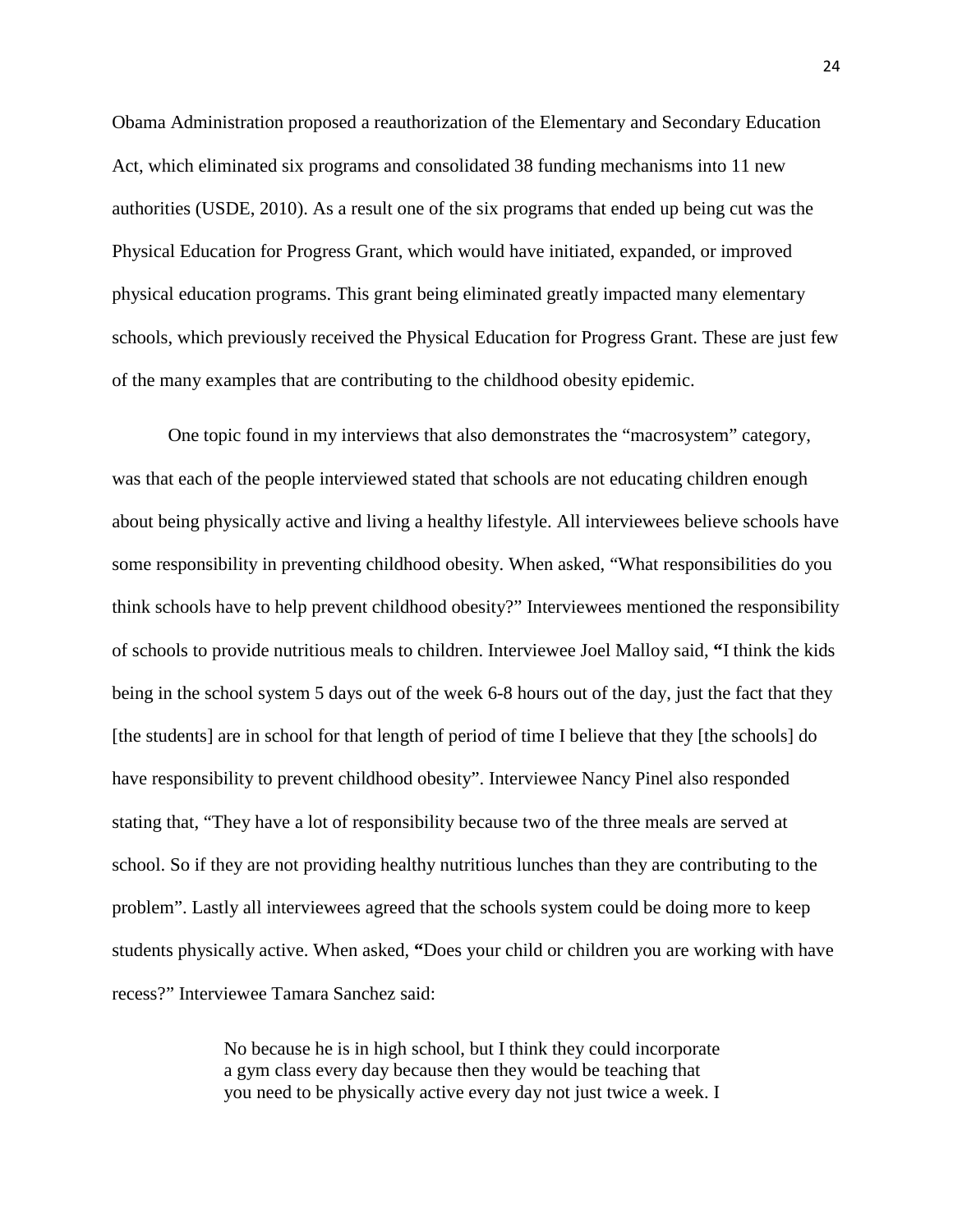Obama Administration proposed a reauthorization of the Elementary and Secondary Education Act, which eliminated six programs and consolidated 38 funding mechanisms into 11 new authorities (USDE, 2010). As a result one of the six programs that ended up being cut was the Physical Education for Progress Grant, which would have initiated, expanded, or improved physical education programs. This grant being eliminated greatly impacted many elementary schools, which previously received the Physical Education for Progress Grant. These are just few of the many examples that are contributing to the childhood obesity epidemic.

One topic found in my interviews that also demonstrates the "macrosystem" category, was that each of the people interviewed stated that schools are not educating children enough about being physically active and living a healthy lifestyle. All interviewees believe schools have some responsibility in preventing childhood obesity. When asked, "What responsibilities do you think schools have to help prevent childhood obesity?" Interviewees mentioned the responsibility of schools to provide nutritious meals to children. Interviewee Joel Malloy said, **"**I think the kids being in the school system 5 days out of the week 6-8 hours out of the day, just the fact that they [the students] are in school for that length of period of time I believe that they [the schools] do have responsibility to prevent childhood obesity". Interviewee Nancy Pinel also responded stating that, "They have a lot of responsibility because two of the three meals are served at school. So if they are not providing healthy nutritious lunches than they are contributing to the problem". Lastly all interviewees agreed that the schools system could be doing more to keep students physically active. When asked, **"**Does your child or children you are working with have recess?" Interviewee Tamara Sanchez said:

> No because he is in high school, but I think they could incorporate a gym class every day because then they would be teaching that you need to be physically active every day not just twice a week. I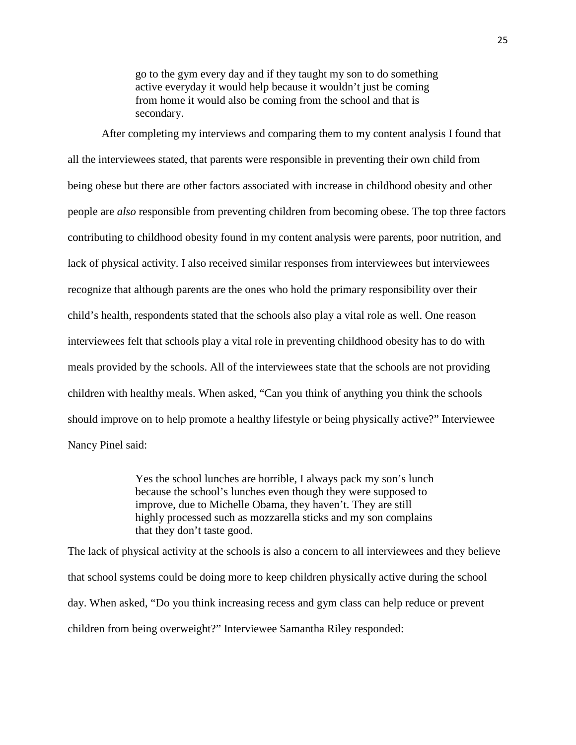> go to the gym every day and if they taught my son to do something active everyday it would help because it wouldn't just be coming from home it would also be coming from the school and that is secondary.

After completing my interviews and comparing them to my content analysis I found that all the interviewees stated, that parents were responsible in preventing their own child from being obese but there are other factors associated with increase in childhood obesity and other people are *also* responsible from preventing children from becoming obese. The top three factors contributing to childhood obesity found in my content analysis were parents, poor nutrition, and lack of physical activity. I also received similar responses from interviewees but interviewees recognize that although parents are the ones who hold the primary responsibility over their child's health, respondents stated that the schools also play a vital role as well. One reason interviewees felt that schools play a vital role in preventing childhood obesity has to do with meals provided by the schools. All of the interviewees state that the schools are not providing children with healthy meals. When asked, "Can you think of anything you think the schools should improve on to help promote a healthy lifestyle or being physically active?" Interviewee Nancy Pinel said:

> Yes the school lunches are horrible, I always pack my son's lunch because the school's lunches even though they were supposed to improve, due to Michelle Obama, they haven't. They are still highly processed such as mozzarella sticks and my son complains that they don't taste good.

The lack of physical activity at the schools is also a concern to all interviewees and they believe that school systems could be doing more to keep children physically active during the school day. When asked, "Do you think increasing recess and gym class can help reduce or prevent children from being overweight?" Interviewee Samantha Riley responded: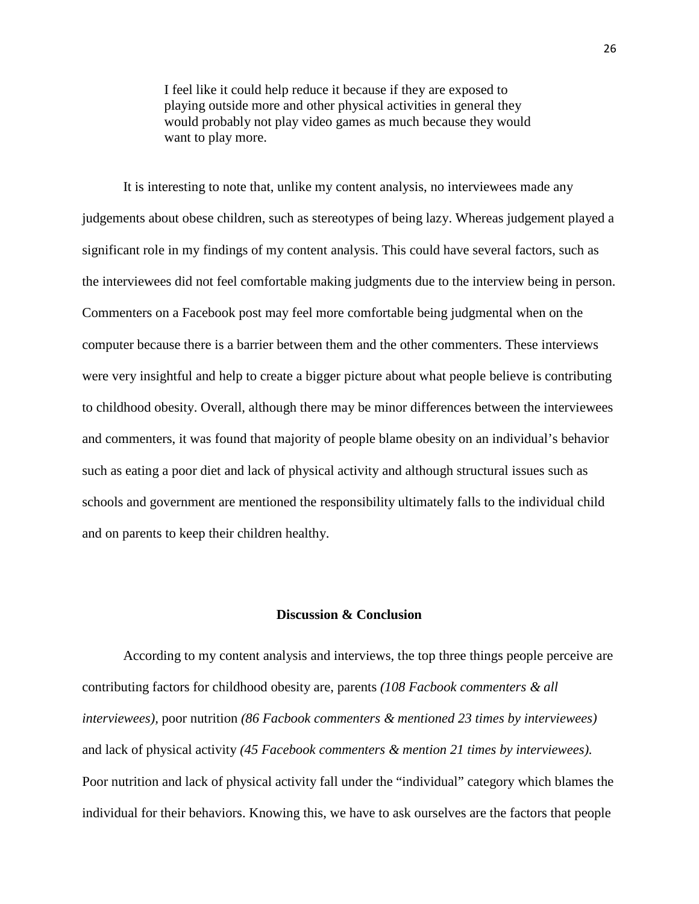> I feel like it could help reduce it because if they are exposed to playing outside more and other physical activities in general they would probably not play video games as much because they would want to play more.

It is interesting to note that, unlike my content analysis, no interviewees made any judgements about obese children, such as stereotypes of being lazy. Whereas judgement played a significant role in my findings of my content analysis. This could have several factors, such as the interviewees did not feel comfortable making judgments due to the interview being in person. Commenters on a Facebook post may feel more comfortable being judgmental when on the computer because there is a barrier between them and the other commenters. These interviews were very insightful and help to create a bigger picture about what people believe is contributing to childhood obesity. Overall, although there may be minor differences between the interviewees and commenters, it was found that majority of people blame obesity on an individual's behavior such as eating a poor diet and lack of physical activity and although structural issues such as schools and government are mentioned the responsibility ultimately falls to the individual child and on parents to keep their children healthy.

## Discussion & Conclusion

According to my content analysis and interviews, the top three things people perceive are contributing factors for childhood obesity are, parents *(108 Facbook commenters & all interviewees),* poor nutrition *(86 Facbook commenters & mentioned 23 times by interviewees)* and lack of physical activity *(45 Facebook commenters & mention 21 times by interviewees).* Poor nutrition and lack of physical activity fall under the "individual" category which blames the individual for their behaviors. Knowing this, we have to ask ourselves are the factors that people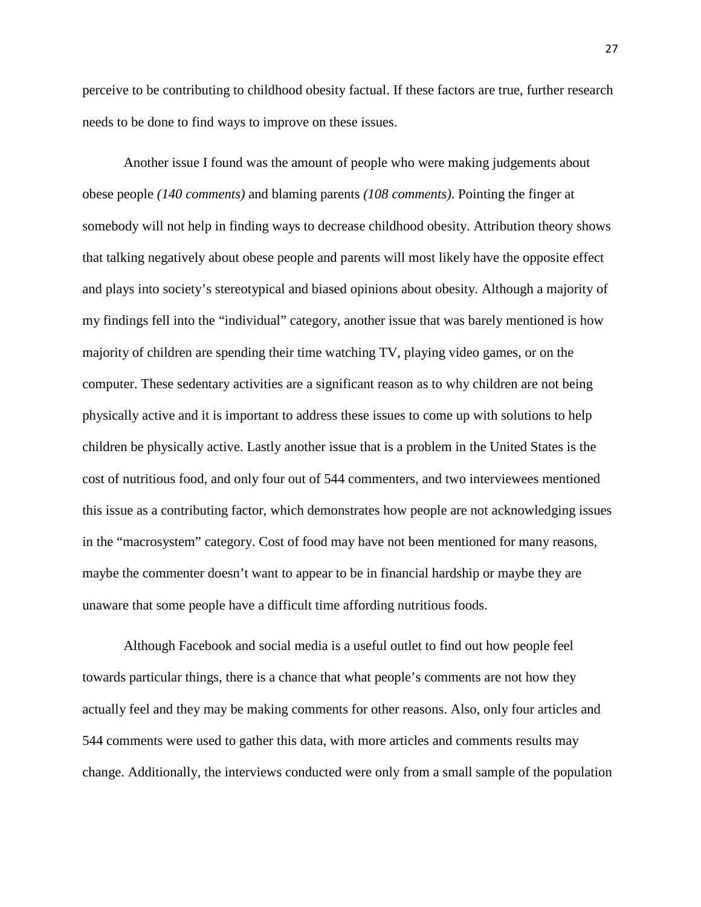perceive to be contributing to childhood obesity factual. If these factors are true, further research needs to be done to find ways to improve on these issues.

Another issue I found was the amount of people who were making judgements about obese people *(140 comments)* and blaming parents *(108 comments)*. Pointing the finger at somebody will not help in finding ways to decrease childhood obesity. Attribution theory shows that talking negatively about obese people and parents will most likely have the opposite effect and plays into society's stereotypical and biased opinions about obesity. Although a majority of my findings fell into the "individual" category, another issue that was barely mentioned is how majority of children are spending their time watching TV, playing video games, or on the computer. These sedentary activities are a significant reason as to why children are not being physically active and it is important to address these issues to come up with solutions to help children be physically active. Lastly another issue that is a problem in the United States is the cost of nutritious food, and only four out of 544 commenters, and two interviewees mentioned this issue as a contributing factor, which demonstrates how people are not acknowledging issues in the "macrosystem" category. Cost of food may have not been mentioned for many reasons, maybe the commenter doesn't want to appear to be in financial hardship or maybe they are unaware that some people have a difficult time affording nutritious foods.

Although Facebook and social media is a useful outlet to find out how people feel towards particular things, there is a chance that what people's comments are not how they actually feel and they may be making comments for other reasons. Also, only four articles and 544 comments were used to gather this data, with more articles and comments results may change. Additionally, the interviews conducted were only from a small sample of the population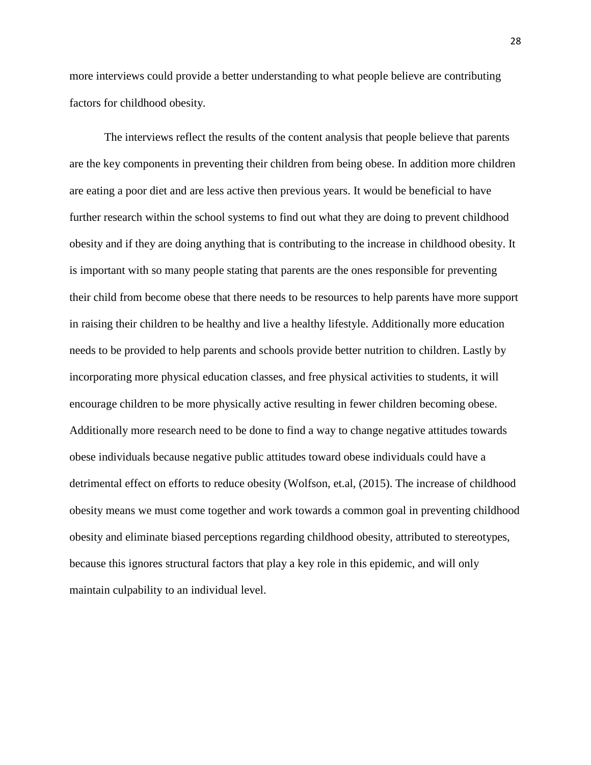more interviews could provide a better understanding to what people believe are contributing factors for childhood obesity.

The interviews reflect the results of the content analysis that people believe that parents are the key components in preventing their children from being obese. In addition more children are eating a poor diet and are less active then previous years. It would be beneficial to have further research within the school systems to find out what they are doing to prevent childhood obesity and if they are doing anything that is contributing to the increase in childhood obesity. It is important with so many people stating that parents are the ones responsible for preventing their child from become obese that there needs to be resources to help parents have more support in raising their children to be healthy and live a healthy lifestyle. Additionally more education needs to be provided to help parents and schools provide better nutrition to children. Lastly by incorporating more physical education classes, and free physical activities to students, it will encourage children to be more physically active resulting in fewer children becoming obese. Additionally more research need to be done to find a way to change negative attitudes towards obese individuals because negative public attitudes toward obese individuals could have a detrimental effect on efforts to reduce obesity (Wolfson, et.al, (2015). The increase of childhood obesity means we must come together and work towards a common goal in preventing childhood obesity and eliminate biased perceptions regarding childhood obesity, attributed to stereotypes, because this ignores structural factors that play a key role in this epidemic, and will only maintain culpability to an individual level.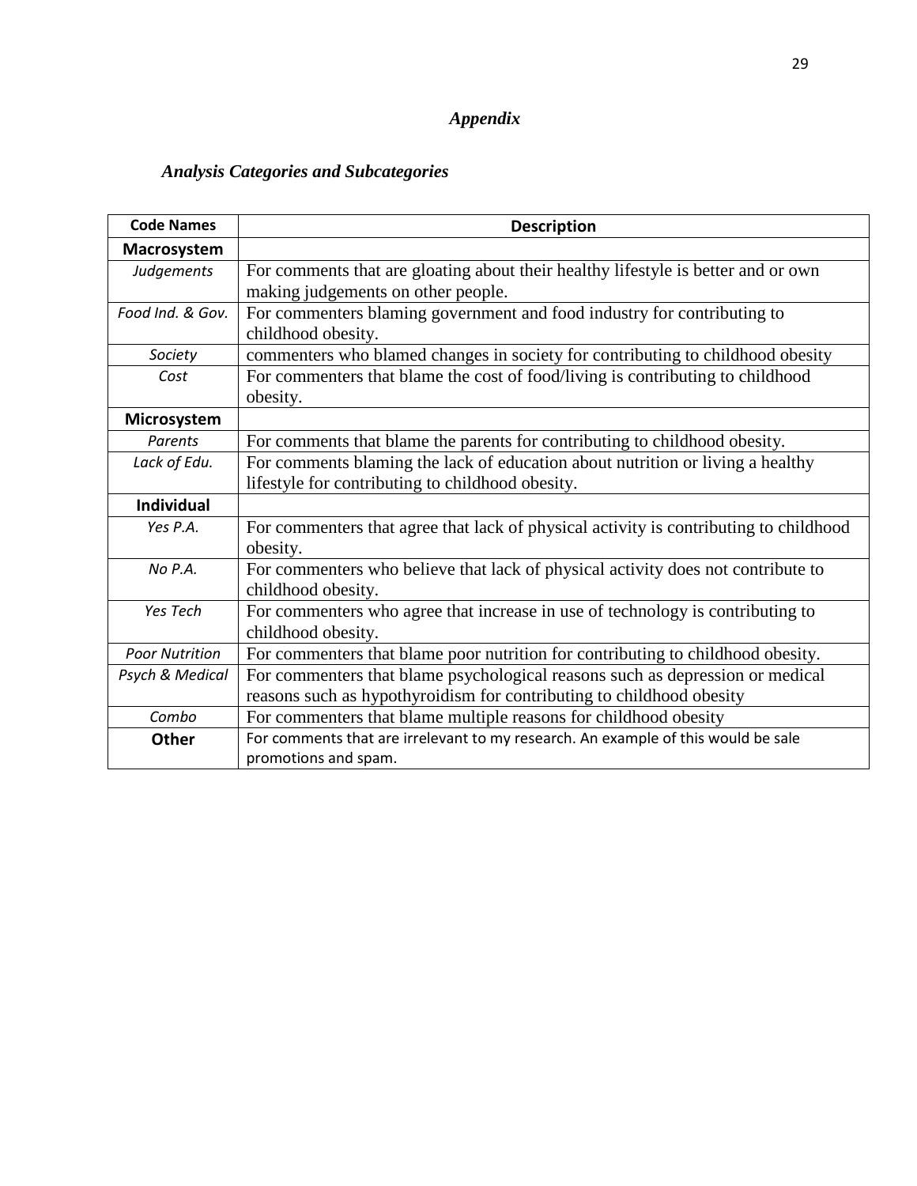## *Appendix*

### *Analysis Categories and Subcategories*

| Code Names | Description |
|---|---|
| **Macrosystem** | |
| *Judgements* | For comments that are gloating about their healthy lifestyle is better and or own making judgements on other people. |
| *Food Ind. & Gov.* | For commenters blaming government and food industry for contributing to childhood obesity. |
| *Society* | commenters who blamed changes in society for contributing to childhood obesity |
| *Cost* | For commenters that blame the cost of food/living is contributing to childhood obesity. |
| **Microsystem** | |
| *Parents* | For comments that blame the parents for contributing to childhood obesity. |
| *Lack of Edu.* | For comments blaming the lack of education about nutrition or living a healthy lifestyle for contributing to childhood obesity. |
| **Individual** | |
| *Yes P.A.* | For commenters that agree that lack of physical activity is contributing to childhood obesity. |
| *No P.A.* | For commenters who believe that lack of physical activity does not contribute to childhood obesity. |
| *Yes Tech* | For commenters who agree that increase in use of technology is contributing to childhood obesity. |
| *Poor Nutrition* | For commenters that blame poor nutrition for contributing to childhood obesity. |
| *Psych & Medical* | For commenters that blame psychological reasons such as depression or medical reasons such as hypothyroidism for contributing to childhood obesity |
| *Combo* | For commenters that blame multiple reasons for childhood obesity |
| **Other** | For comments that are irrelevant to my research. An example of this would be sale promotions and spam. |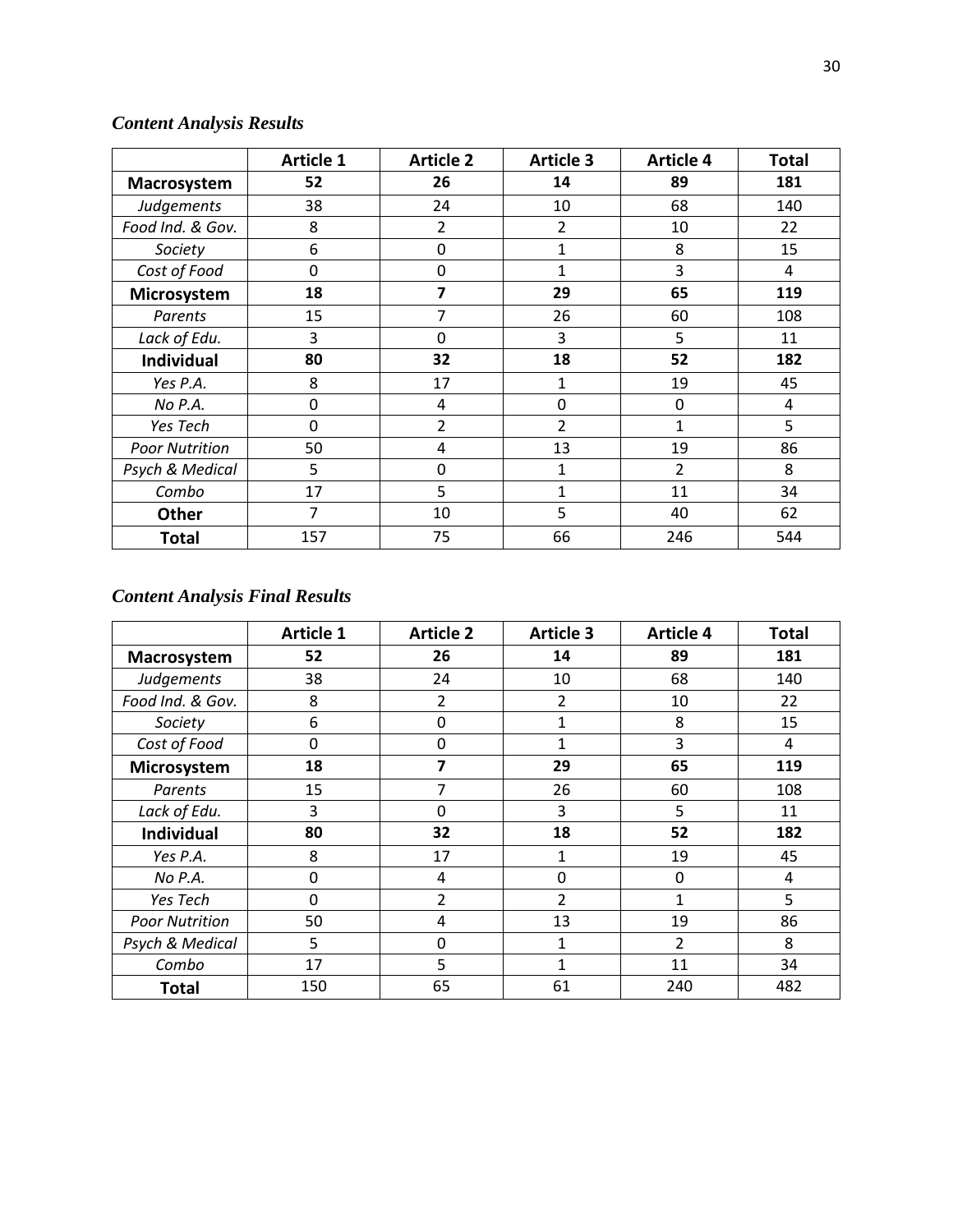### *Content Analysis Results*

| | **Article 1** | **Article 2** | **Article 3** | **Article 4** | **Total** |
|---|---|---|---|---|---|
| **Macrosystem** | **52** | **26** | **14** | **89** | **181** |
| *Judgements* | 38 | 24 | 10 | 68 | 140 |
| *Food Ind. & Gov.* | 8 | 2 | 2 | 10 | 22 |
| *Society* | 6 | 0 | 1 | 8 | 15 |
| *Cost of Food* | 0 | 0 | 1 | 3 | 4 |
| **Microsystem** | **18** | **7** | **29** | **65** | **119** |
| *Parents* | 15 | 7 | 26 | 60 | 108 |
| *Lack of Edu.* | 3 | 0 | 3 | 5 | 11 |
| **Individual** | **80** | **32** | **18** | **52** | **182** |
| *Yes P.A.* | 8 | 17 | 1 | 19 | 45 |
| *No P.A.* | 0 | 4 | 0 | 0 | 4 |
| *Yes Tech* | 0 | 2 | 2 | 1 | 5 |
| *Poor Nutrition* | 50 | 4 | 13 | 19 | 86 |
| *Psych & Medical* | 5 | 0 | 1 | 2 | 8 |
| *Combo* | 17 | 5 | 1 | 11 | 34 |
| **Other** | 7 | 10 | 5 | 40 | 62 |
| **Total** | 157 | 75 | 66 | 246 | 544 |

### *Content Analysis Final Results*

| | **Article 1** | **Article 2** | **Article 3** | **Article 4** | **Total** |
|---|---|---|---|---|---|
| **Macrosystem** | **52** | **26** | **14** | **89** | **181** |
| *Judgements* | 38 | 24 | 10 | 68 | 140 |
| *Food Ind. & Gov.* | 8 | 2 | 2 | 10 | 22 |
| *Society* | 6 | 0 | 1 | 8 | 15 |
| *Cost of Food* | 0 | 0 | 1 | 3 | 4 |
| **Microsystem** | **18** | **7** | **29** | **65** | **119** |
| *Parents* | 15 | 7 | 26 | 60 | 108 |
| *Lack of Edu.* | 3 | 0 | 3 | 5 | 11 |
| **Individual** | **80** | **32** | **18** | **52** | **182** |
| *Yes P.A.* | 8 | 17 | 1 | 19 | 45 |
| *No P.A.* | 0 | 4 | 0 | 0 | 4 |
| *Yes Tech* | 0 | 2 | 2 | 1 | 5 |
| *Poor Nutrition* | 50 | 4 | 13 | 19 | 86 |
| *Psych & Medical* | 5 | 0 | 1 | 2 | 8 |
| *Combo* | 17 | 5 | 1 | 11 | 34 |
| **Total** | 150 | 65 | 61 | 240 | 482 |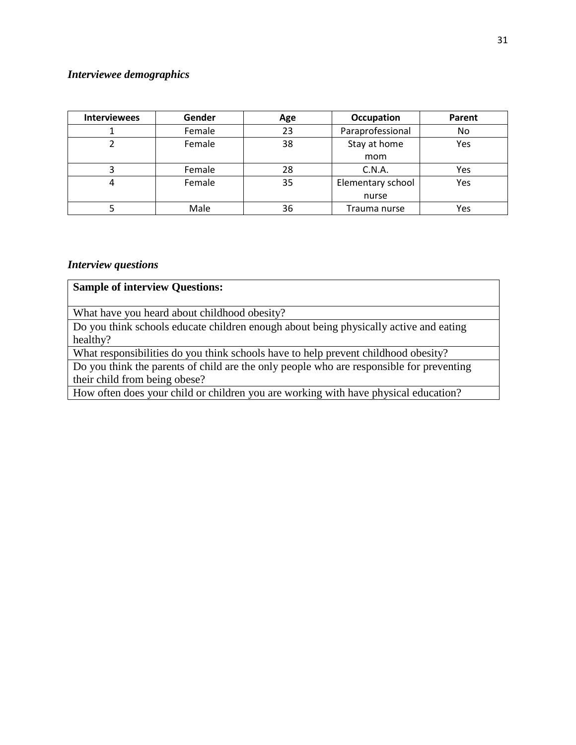*Interviewee demographics*

| Interviewees | Gender | Age | Occupation | Parent |
|---|---|---|---|---|
| 1 | Female | 23 | Paraprofessional | No |
| 2 | Female | 38 | Stay at home mom | Yes |
| 3 | Female | 28 | C.N.A. | Yes |
| 4 | Female | 35 | Elementary school nurse | Yes |
| 5 | Male | 36 | Trauma nurse | Yes |

*Interview questions*

| **Sample of interview Questions:** |
|---|
| What have you heard about childhood obesity? |
| Do you think schools educate children enough about being physically active and eating healthy? |
| What responsibilities do you think schools have to help prevent childhood obesity? |
| Do you think the parents of child are the only people who are responsible for preventing their child from being obese? |
| How often does your child or children you are working with have physical education? |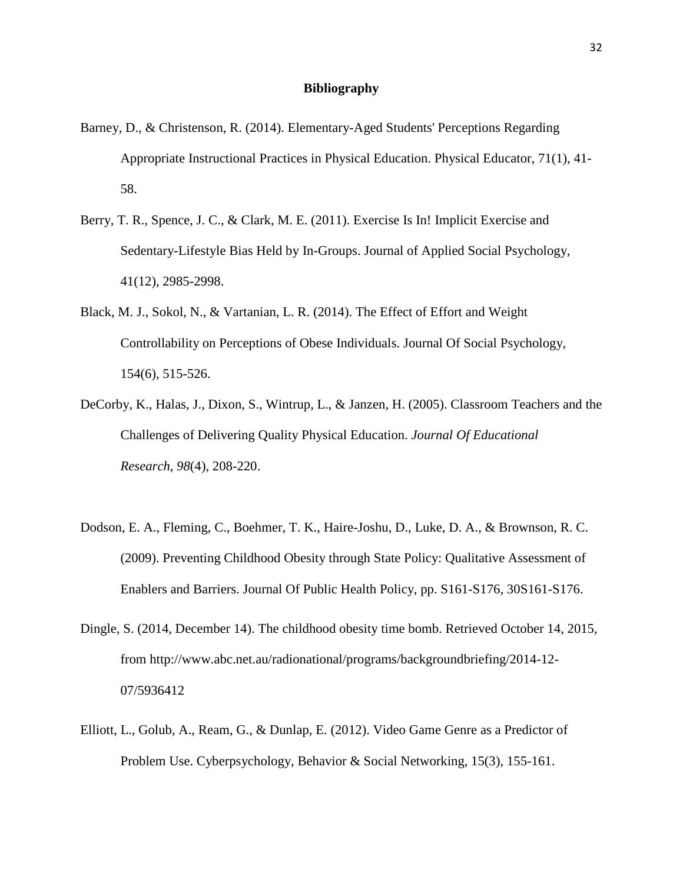## Bibliography

Barney, D., & Christenson, R. (2014). Elementary-Aged Students' Perceptions Regarding Appropriate Instructional Practices in Physical Education. Physical Educator, 71(1), 41-58.

Berry, T. R., Spence, J. C., & Clark, M. E. (2011). Exercise Is In! Implicit Exercise and Sedentary-Lifestyle Bias Held by In-Groups. Journal of Applied Social Psychology, 41(12), 2985-2998.

Black, M. J., Sokol, N., & Vartanian, L. R. (2014). The Effect of Effort and Weight Controllability on Perceptions of Obese Individuals. Journal Of Social Psychology, 154(6), 515-526.

DeCorby, K., Halas, J., Dixon, S., Wintrup, L., & Janzen, H. (2005). Classroom Teachers and the Challenges of Delivering Quality Physical Education. *Journal Of Educational Research*, *98*(4), 208-220.

Dodson, E. A., Fleming, C., Boehmer, T. K., Haire-Joshu, D., Luke, D. A., & Brownson, R. C. (2009). Preventing Childhood Obesity through State Policy: Qualitative Assessment of Enablers and Barriers. Journal Of Public Health Policy, pp. S161-S176, 30S161-S176.

Dingle, S. (2014, December 14). The childhood obesity time bomb. Retrieved October 14, 2015, from http://www.abc.net.au/radionational/programs/backgroundbriefing/2014-12-07/5936412

Elliott, L., Golub, A., Ream, G., & Dunlap, E. (2012). Video Game Genre as a Predictor of Problem Use. Cyberpsychology, Behavior & Social Networking, 15(3), 155-161.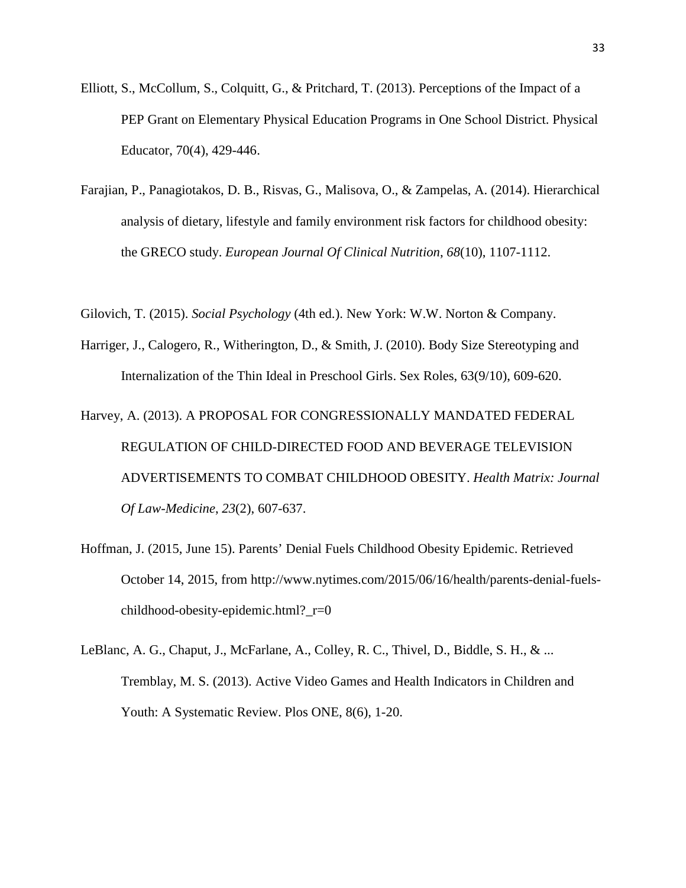Elliott, S., McCollum, S., Colquitt, G., & Pritchard, T. (2013). Perceptions of the Impact of a PEP Grant on Elementary Physical Education Programs in One School District. Physical Educator, 70(4), 429-446.

Farajian, P., Panagiotakos, D. B., Risvas, G., Malisova, O., & Zampelas, A. (2014). Hierarchical analysis of dietary, lifestyle and family environment risk factors for childhood obesity: the GRECO study. *European Journal Of Clinical Nutrition*, *68*(10), 1107-1112.

Gilovich, T. (2015). *Social Psychology* (4th ed.). New York: W.W. Norton & Company.

Harriger, J., Calogero, R., Witherington, D., & Smith, J. (2010). Body Size Stereotyping and Internalization of the Thin Ideal in Preschool Girls. Sex Roles, 63(9/10), 609-620.

Harvey, A. (2013). A PROPOSAL FOR CONGRESSIONALLY MANDATED FEDERAL REGULATION OF CHILD-DIRECTED FOOD AND BEVERAGE TELEVISION ADVERTISEMENTS TO COMBAT CHILDHOOD OBESITY. *Health Matrix: Journal Of Law-Medicine*, *23*(2), 607-637.

Hoffman, J. (2015, June 15). Parents' Denial Fuels Childhood Obesity Epidemic. Retrieved October 14, 2015, from http://www.nytimes.com/2015/06/16/health/parents-denial-fuels-childhood-obesity-epidemic.html?_r=0

LeBlanc, A. G., Chaput, J., McFarlane, A., Colley, R. C., Thivel, D., Biddle, S. H., & ... Tremblay, M. S. (2013). Active Video Games and Health Indicators in Children and Youth: A Systematic Review. Plos ONE, 8(6), 1-20.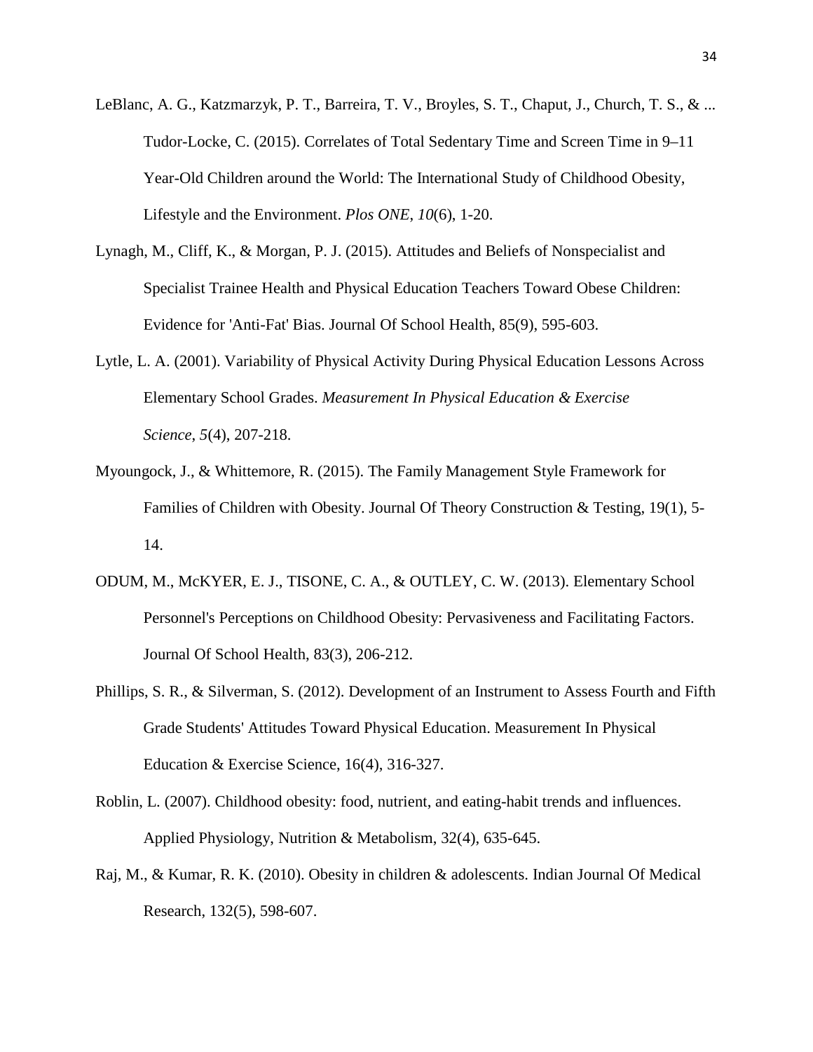LeBlanc, A. G., Katzmarzyk, P. T., Barreira, T. V., Broyles, S. T., Chaput, J., Church, T. S., & ... Tudor-Locke, C. (2015). Correlates of Total Sedentary Time and Screen Time in 9–11 Year-Old Children around the World: The International Study of Childhood Obesity, Lifestyle and the Environment. *Plos ONE*, *10*(6), 1-20.

Lynagh, M., Cliff, K., & Morgan, P. J. (2015). Attitudes and Beliefs of Nonspecialist and Specialist Trainee Health and Physical Education Teachers Toward Obese Children: Evidence for 'Anti-Fat' Bias. Journal Of School Health, 85(9), 595-603.

Lytle, L. A. (2001). Variability of Physical Activity During Physical Education Lessons Across Elementary School Grades. *Measurement In Physical Education & Exercise Science*, *5*(4), 207-218.

Myoungock, J., & Whittemore, R. (2015). The Family Management Style Framework for Families of Children with Obesity. Journal Of Theory Construction & Testing, 19(1), 5-14.

ODUM, M., McKYER, E. J., TISONE, C. A., & OUTLEY, C. W. (2013). Elementary School Personnel's Perceptions on Childhood Obesity: Pervasiveness and Facilitating Factors. Journal Of School Health, 83(3), 206-212.

Phillips, S. R., & Silverman, S. (2012). Development of an Instrument to Assess Fourth and Fifth Grade Students' Attitudes Toward Physical Education. Measurement In Physical Education & Exercise Science, 16(4), 316-327.

Roblin, L. (2007). Childhood obesity: food, nutrient, and eating-habit trends and influences. Applied Physiology, Nutrition & Metabolism, 32(4), 635-645.

Raj, M., & Kumar, R. K. (2010). Obesity in children & adolescents. Indian Journal Of Medical Research, 132(5), 598-607.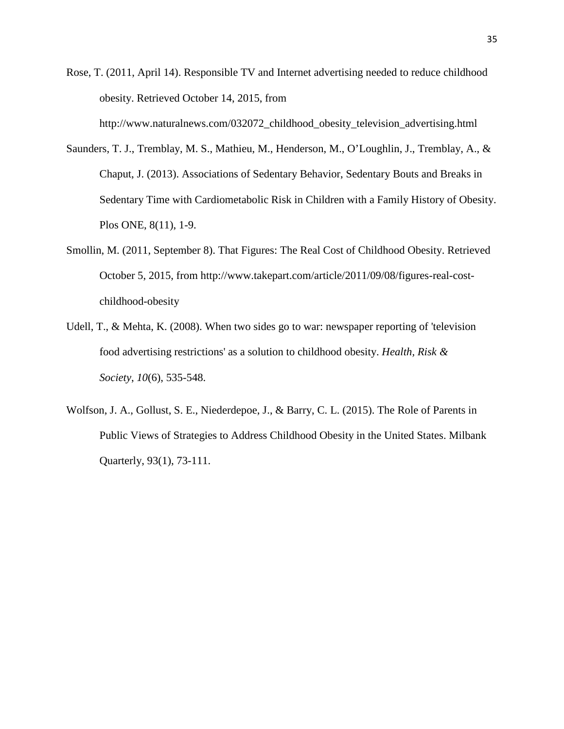Rose, T. (2011, April 14). Responsible TV and Internet advertising needed to reduce childhood obesity. Retrieved October 14, 2015, from http://www.naturalnews.com/032072_childhood_obesity_television_advertising.html

Saunders, T. J., Tremblay, M. S., Mathieu, M., Henderson, M., O'Loughlin, J., Tremblay, A., & Chaput, J. (2013). Associations of Sedentary Behavior, Sedentary Bouts and Breaks in Sedentary Time with Cardiometabolic Risk in Children with a Family History of Obesity. Plos ONE, 8(11), 1-9.

Smollin, M. (2011, September 8). That Figures: The Real Cost of Childhood Obesity. Retrieved October 5, 2015, from http://www.takepart.com/article/2011/09/08/figures-real-cost-childhood-obesity

Udell, T., & Mehta, K. (2008). When two sides go to war: newspaper reporting of 'television food advertising restrictions' as a solution to childhood obesity. *Health, Risk & Society*, *10*(6), 535-548.

Wolfson, J. A., Gollust, S. E., Niederdepoe, J., & Barry, C. L. (2015). The Role of Parents in Public Views of Strategies to Address Childhood Obesity in the United States. Milbank Quarterly, 93(1), 73-111.